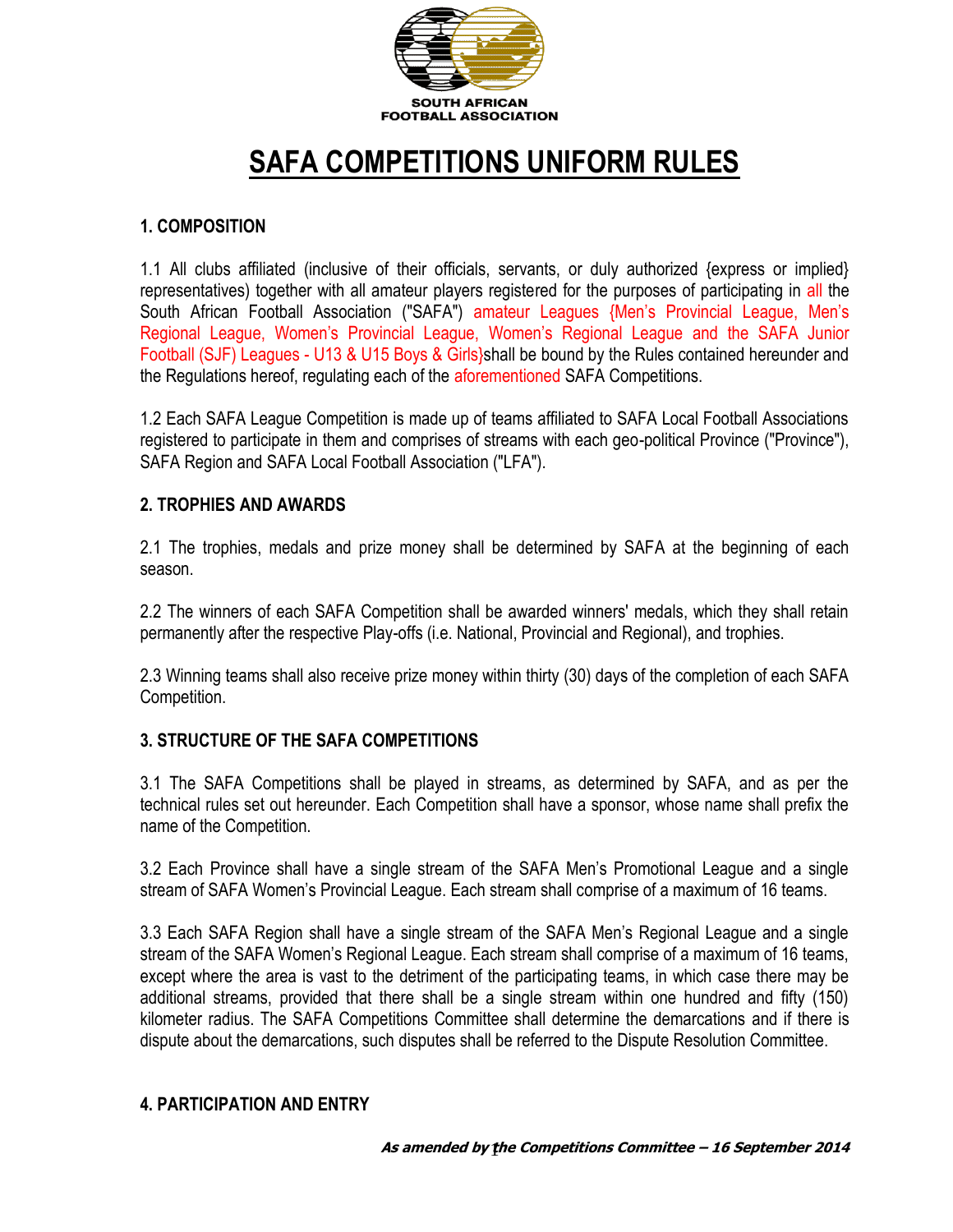SOUTH AFRICAN FOOTBALL ASSOCIATION

# SAFA COMPETITIONS UNIFORM RULES

## 1. COMPOSITION

1.1 All clubs affiliated (inclusive of their officials, servants, or duly authorized {express or implied} representatives) together with all amateur players registered for the purposes of participating in all the South African Football Association ("SAFA") amateur Leagues {Men's Provincial League, Men's Regional League, Women's Provincial League, Women's Regional League and the SAFA Junior Football (SJF) Leagues - U13 & U15 Boys & Girls}shall be bound by the Rules contained hereunder and the Regulations hereof, regulating each of the aforementioned SAFA Competitions.

1.2 Each SAFA League Competition is made up of teams affiliated to SAFA Local Football Associations registered to participate in them and comprises of streams with each geo-political Province ("Province"), SAFA Region and SAFA Local Football Association ("LFA").

## 2. TROPHIES AND AWARDS

2.1 The trophies, medals and prize money shall be determined by SAFA at the beginning of each season.

2.2 The winners of each SAFA Competition shall be awarded winners' medals, which they shall retain permanently after the respective Play-offs (i.e. National, Provincial and Regional), and trophies.

2.3 Winning teams shall also receive prize money within thirty (30) days of the completion of each SAFA Competition.

## 3. STRUCTURE OF THE SAFA COMPETITIONS

3.1 The SAFA Competitions shall be played in streams, as determined by SAFA, and as per the technical rules set out hereunder. Each Competition shall have a sponsor, whose name shall prefix the name of the Competition.

3.2 Each Province shall have a single stream of the SAFA Men's Promotional League and a single stream of SAFA Women's Provincial League. Each stream shall comprise of a maximum of 16 teams.

3.3 Each SAFA Region shall have a single stream of the SAFA Men's Regional League and a single stream of the SAFA Women's Regional League. Each stream shall comprise of a maximum of 16 teams, except where the area is vast to the detriment of the participating teams, in which case there may be additional streams, provided that there shall be a single stream within one hundred and fifty (150) kilometer radius. The SAFA Competitions Committee shall determine the demarcations and if there is dispute about the demarcations, such disputes shall be referred to the Dispute Resolution Committee.

## 4. PARTICIPATION AND ENTRY

***As amended by the Competitions Committee – 16 September 2014***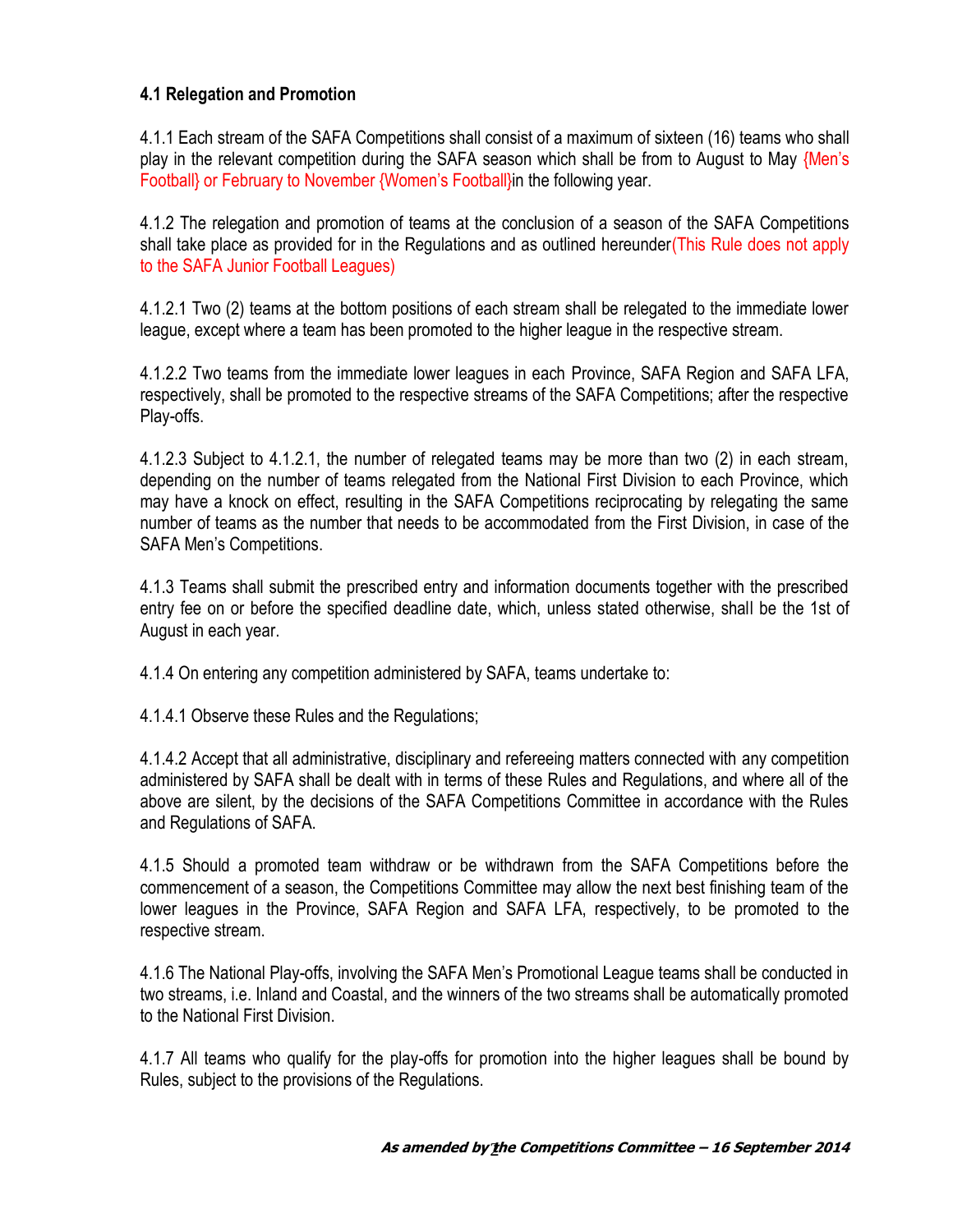### 4.1 Relegation and Promotion

4.1.1 Each stream of the SAFA Competitions shall consist of a maximum of sixteen (16) teams who shall play in the relevant competition during the SAFA season which shall be from to August to May {Men's Football} or February to November {Women's Football}in the following year.

4.1.2 The relegation and promotion of teams at the conclusion of a season of the SAFA Competitions shall take place as provided for in the Regulations and as outlined hereunder(This Rule does not apply to the SAFA Junior Football Leagues)

4.1.2.1 Two (2) teams at the bottom positions of each stream shall be relegated to the immediate lower league, except where a team has been promoted to the higher league in the respective stream.

4.1.2.2 Two teams from the immediate lower leagues in each Province, SAFA Region and SAFA LFA, respectively, shall be promoted to the respective streams of the SAFA Competitions; after the respective Play-offs.

4.1.2.3 Subject to 4.1.2.1, the number of relegated teams may be more than two (2) in each stream, depending on the number of teams relegated from the National First Division to each Province, which may have a knock on effect, resulting in the SAFA Competitions reciprocating by relegating the same number of teams as the number that needs to be accommodated from the First Division, in case of the SAFA Men's Competitions.

4.1.3 Teams shall submit the prescribed entry and information documents together with the prescribed entry fee on or before the specified deadline date, which, unless stated otherwise, shall be the 1st of August in each year.

4.1.4 On entering any competition administered by SAFA, teams undertake to:

4.1.4.1 Observe these Rules and the Regulations;

4.1.4.2 Accept that all administrative, disciplinary and refereeing matters connected with any competition administered by SAFA shall be dealt with in terms of these Rules and Regulations, and where all of the above are silent, by the decisions of the SAFA Competitions Committee in accordance with the Rules and Regulations of SAFA.

4.1.5 Should a promoted team withdraw or be withdrawn from the SAFA Competitions before the commencement of a season, the Competitions Committee may allow the next best finishing team of the lower leagues in the Province, SAFA Region and SAFA LFA, respectively, to be promoted to the respective stream.

4.1.6 The National Play-offs, involving the SAFA Men's Promotional League teams shall be conducted in two streams, i.e. Inland and Coastal, and the winners of the two streams shall be automatically promoted to the National First Division.

4.1.7 All teams who qualify for the play-offs for promotion into the higher leagues shall be bound by Rules, subject to the provisions of the Regulations.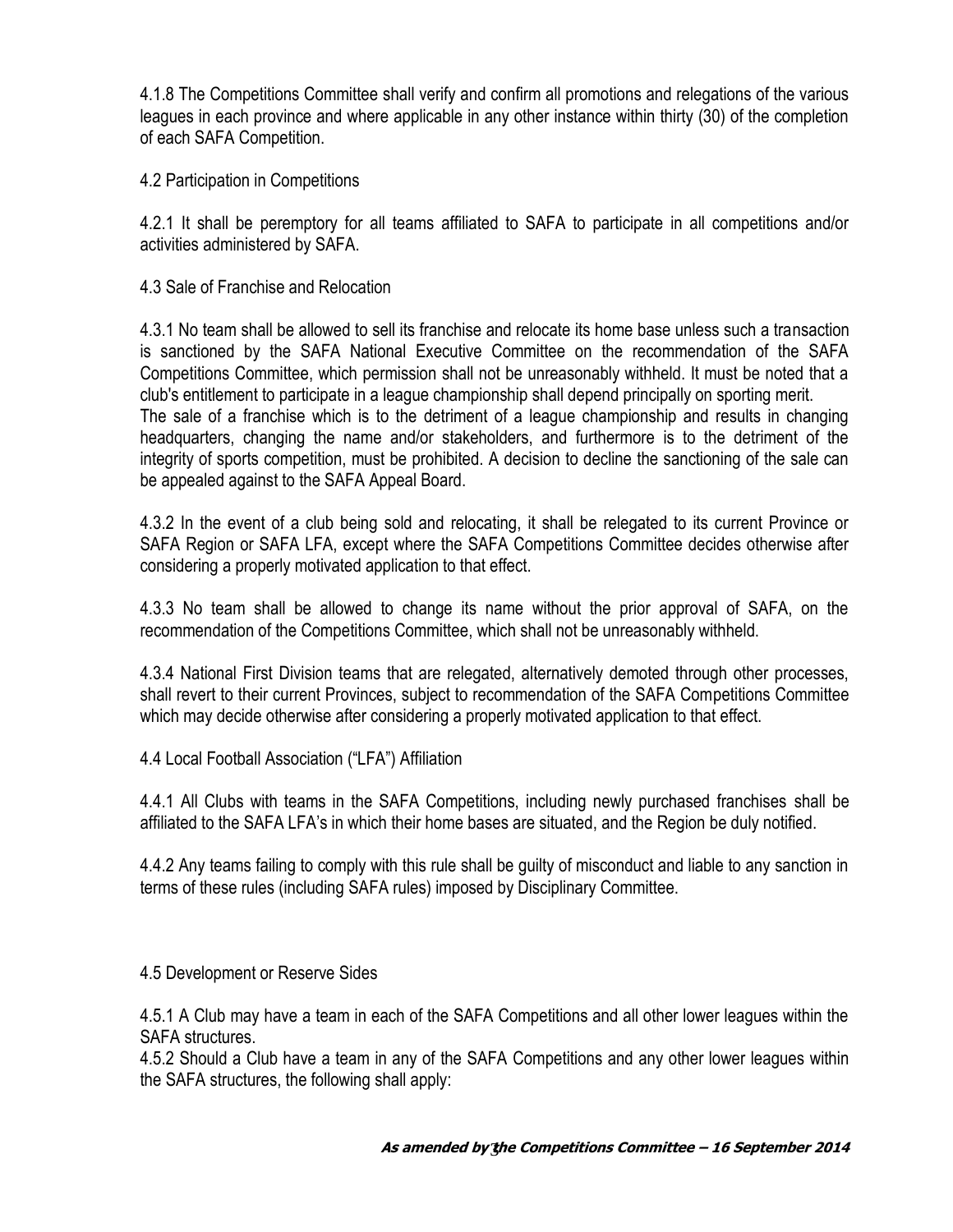4.1.8 The Competitions Committee shall verify and confirm all promotions and relegations of the various leagues in each province and where applicable in any other instance within thirty (30) of the completion of each SAFA Competition.

4.2 Participation in Competitions

4.2.1 It shall be peremptory for all teams affiliated to SAFA to participate in all competitions and/or activities administered by SAFA.

4.3 Sale of Franchise and Relocation

4.3.1 No team shall be allowed to sell its franchise and relocate its home base unless such a transaction is sanctioned by the SAFA National Executive Committee on the recommendation of the SAFA Competitions Committee, which permission shall not be unreasonably withheld. It must be noted that a club's entitlement to participate in a league championship shall depend principally on sporting merit.
The sale of a franchise which is to the detriment of a league championship and results in changing headquarters, changing the name and/or stakeholders, and furthermore is to the detriment of the integrity of sports competition, must be prohibited. A decision to decline the sanctioning of the sale can be appealed against to the SAFA Appeal Board.

4.3.2 In the event of a club being sold and relocating, it shall be relegated to its current Province or SAFA Region or SAFA LFA, except where the SAFA Competitions Committee decides otherwise after considering a properly motivated application to that effect.

4.3.3 No team shall be allowed to change its name without the prior approval of SAFA, on the recommendation of the Competitions Committee, which shall not be unreasonably withheld.

4.3.4 National First Division teams that are relegated, alternatively demoted through other processes, shall revert to their current Provinces, subject to recommendation of the SAFA Competitions Committee which may decide otherwise after considering a properly motivated application to that effect.

4.4 Local Football Association ("LFA") Affiliation

4.4.1 All Clubs with teams in the SAFA Competitions, including newly purchased franchises shall be affiliated to the SAFA LFA's in which their home bases are situated, and the Region be duly notified.

4.4.2 Any teams failing to comply with this rule shall be guilty of misconduct and liable to any sanction in terms of these rules (including SAFA rules) imposed by Disciplinary Committee.

4.5 Development or Reserve Sides

4.5.1 A Club may have a team in each of the SAFA Competitions and all other lower leagues within the SAFA structures.
4.5.2 Should a Club have a team in any of the SAFA Competitions and any other lower leagues within the SAFA structures, the following shall apply:

**As amended by the Competitions Committee – 16 September 2014**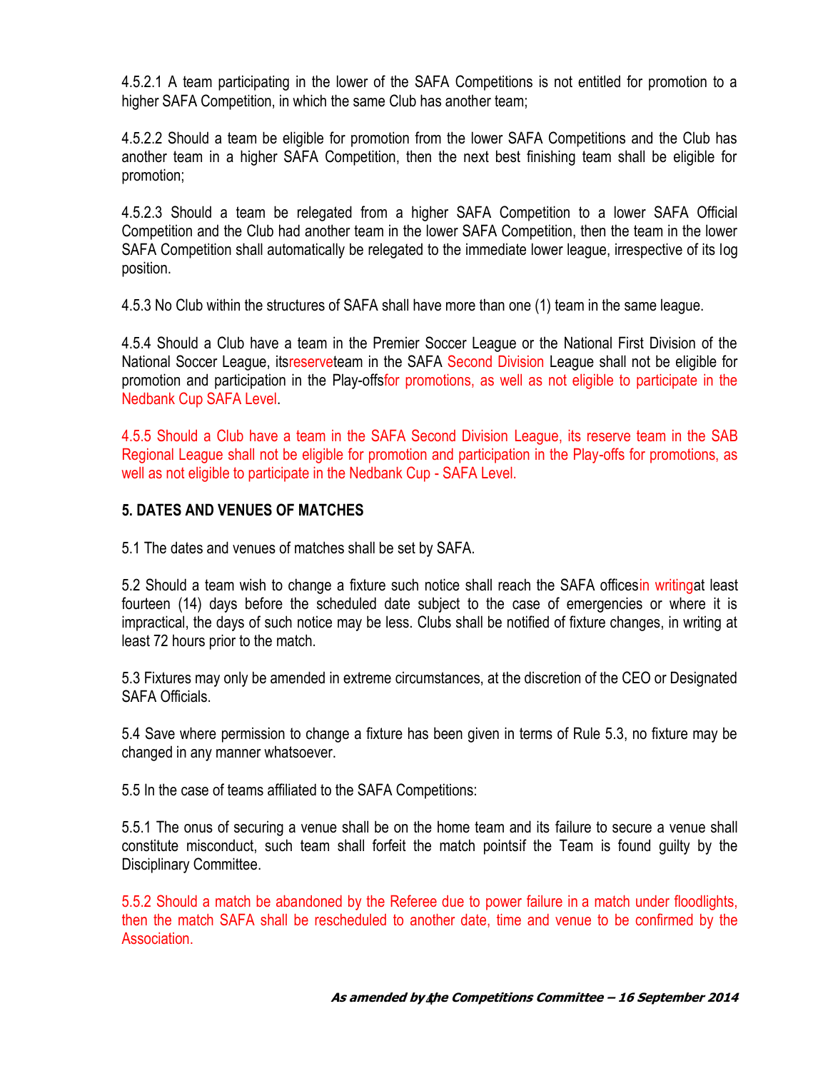4.5.2.1 A team participating in the lower of the SAFA Competitions is not entitled for promotion to a higher SAFA Competition, in which the same Club has another team;

4.5.2.2 Should a team be eligible for promotion from the lower SAFA Competitions and the Club has another team in a higher SAFA Competition, then the next best finishing team shall be eligible for promotion;

4.5.2.3 Should a team be relegated from a higher SAFA Competition to a lower SAFA Official Competition and the Club had another team in the lower SAFA Competition, then the team in the lower SAFA Competition shall automatically be relegated to the immediate lower league, irrespective of its log position.

4.5.3 No Club within the structures of SAFA shall have more than one (1) team in the same league.

4.5.4 Should a Club have a team in the Premier Soccer League or the National First Division of the National Soccer League, itsreserveteam in the SAFA Second Division League shall not be eligible for promotion and participation in the Play-offsfor promotions, as well as not eligible to participate in the Nedbank Cup SAFA Level.

4.5.5 Should a Club have a team in the SAFA Second Division League, its reserve team in the SAB Regional League shall not be eligible for promotion and participation in the Play-offs for promotions, as well as not eligible to participate in the Nedbank Cup - SAFA Level.

## 5. DATES AND VENUES OF MATCHES

5.1 The dates and venues of matches shall be set by SAFA.

5.2 Should a team wish to change a fixture such notice shall reach the SAFA officesin writingat least fourteen (14) days before the scheduled date subject to the case of emergencies or where it is impractical, the days of such notice may be less. Clubs shall be notified of fixture changes, in writing at least 72 hours prior to the match.

5.3 Fixtures may only be amended in extreme circumstances, at the discretion of the CEO or Designated SAFA Officials.

5.4 Save where permission to change a fixture has been given in terms of Rule 5.3, no fixture may be changed in any manner whatsoever.

5.5 In the case of teams affiliated to the SAFA Competitions:

5.5.1 The onus of securing a venue shall be on the home team and its failure to secure a venue shall constitute misconduct, such team shall forfeit the match pointsif the Team is found guilty by the Disciplinary Committee.

5.5.2 Should a match be abandoned by the Referee due to power failure in a match under floodlights, then the match SAFA shall be rescheduled to another date, time and venue to be confirmed by the Association.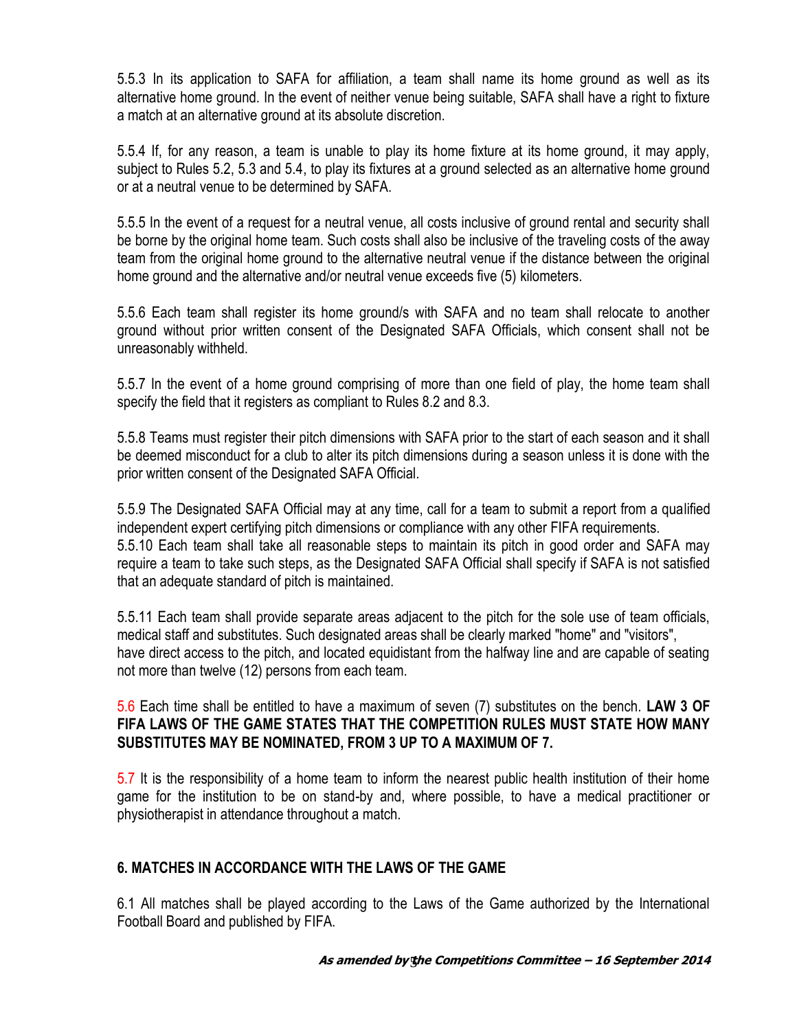5.5.3 In its application to SAFA for affiliation, a team shall name its home ground as well as its alternative home ground. In the event of neither venue being suitable, SAFA shall have a right to fixture a match at an alternative ground at its absolute discretion.

5.5.4 If, for any reason, a team is unable to play its home fixture at its home ground, it may apply, subject to Rules 5.2, 5.3 and 5.4, to play its fixtures at a ground selected as an alternative home ground or at a neutral venue to be determined by SAFA.

5.5.5 In the event of a request for a neutral venue, all costs inclusive of ground rental and security shall be borne by the original home team. Such costs shall also be inclusive of the traveling costs of the away team from the original home ground to the alternative neutral venue if the distance between the original home ground and the alternative and/or neutral venue exceeds five (5) kilometers.

5.5.6 Each team shall register its home ground/s with SAFA and no team shall relocate to another ground without prior written consent of the Designated SAFA Officials, which consent shall not be unreasonably withheld.

5.5.7 In the event of a home ground comprising of more than one field of play, the home team shall specify the field that it registers as compliant to Rules 8.2 and 8.3.

5.5.8 Teams must register their pitch dimensions with SAFA prior to the start of each season and it shall be deemed misconduct for a club to alter its pitch dimensions during a season unless it is done with the prior written consent of the Designated SAFA Official.

5.5.9 The Designated SAFA Official may at any time, call for a team to submit a report from a qualified independent expert certifying pitch dimensions or compliance with any other FIFA requirements.
5.5.10 Each team shall take all reasonable steps to maintain its pitch in good order and SAFA may require a team to take such steps, as the Designated SAFA Official shall specify if SAFA is not satisfied that an adequate standard of pitch is maintained.

5.5.11 Each team shall provide separate areas adjacent to the pitch for the sole use of team officials, medical staff and substitutes. Such designated areas shall be clearly marked "home" and "visitors", have direct access to the pitch, and located equidistant from the halfway line and are capable of seating not more than twelve (12) persons from each team.

5.6 Each time shall be entitled to have a maximum of seven (7) substitutes on the bench. **LAW 3 OF FIFA LAWS OF THE GAME STATES THAT THE COMPETITION RULES MUST STATE HOW MANY SUBSTITUTES MAY BE NOMINATED, FROM 3 UP TO A MAXIMUM OF 7.**

5.7 It is the responsibility of a home team to inform the nearest public health institution of their home game for the institution to be on stand-by and, where possible, to have a medical practitioner or physiotherapist in attendance throughout a match.

## 6. MATCHES IN ACCORDANCE WITH THE LAWS OF THE GAME

6.1 All matches shall be played according to the Laws of the Game authorized by the International Football Board and published by FIFA.

***As amended by the Competitions Committee – 16 September 2014***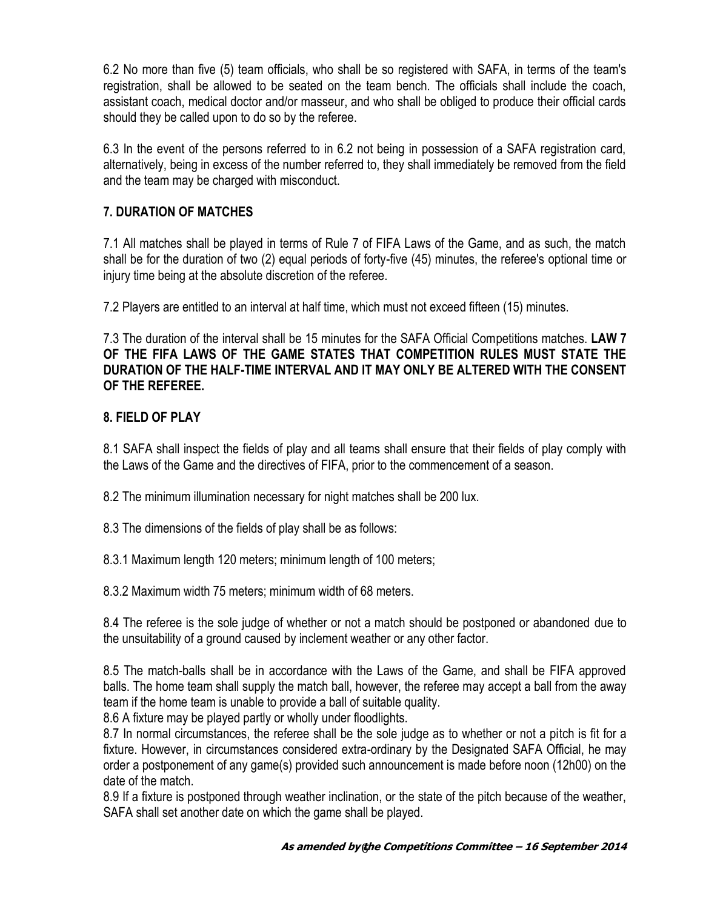6.2 No more than five (5) team officials, who shall be so registered with SAFA, in terms of the team's registration, shall be allowed to be seated on the team bench. The officials shall include the coach, assistant coach, medical doctor and/or masseur, and who shall be obliged to produce their official cards should they be called upon to do so by the referee.

6.3 In the event of the persons referred to in 6.2 not being in possession of a SAFA registration card, alternatively, being in excess of the number referred to, they shall immediately be removed from the field and the team may be charged with misconduct.

## 7. DURATION OF MATCHES

7.1 All matches shall be played in terms of Rule 7 of FIFA Laws of the Game, and as such, the match shall be for the duration of two (2) equal periods of forty-five (45) minutes, the referee's optional time or injury time being at the absolute discretion of the referee.

7.2 Players are entitled to an interval at half time, which must not exceed fifteen (15) minutes.

7.3 The duration of the interval shall be 15 minutes for the SAFA Official Competitions matches. **LAW 7 OF THE FIFA LAWS OF THE GAME STATES THAT COMPETITION RULES MUST STATE THE DURATION OF THE HALF-TIME INTERVAL AND IT MAY ONLY BE ALTERED WITH THE CONSENT OF THE REFEREE.**

## 8. FIELD OF PLAY

8.1 SAFA shall inspect the fields of play and all teams shall ensure that their fields of play comply with the Laws of the Game and the directives of FIFA, prior to the commencement of a season.

8.2 The minimum illumination necessary for night matches shall be 200 lux.

8.3 The dimensions of the fields of play shall be as follows:

8.3.1 Maximum length 120 meters; minimum length of 100 meters;

8.3.2 Maximum width 75 meters; minimum width of 68 meters.

8.4 The referee is the sole judge of whether or not a match should be postponed or abandoned due to the unsuitability of a ground caused by inclement weather or any other factor.

8.5 The match-balls shall be in accordance with the Laws of the Game, and shall be FIFA approved balls. The home team shall supply the match ball, however, the referee may accept a ball from the away team if the home team is unable to provide a ball of suitable quality.

8.6 A fixture may be played partly or wholly under floodlights.

8.7 In normal circumstances, the referee shall be the sole judge as to whether or not a pitch is fit for a fixture. However, in circumstances considered extra-ordinary by the Designated SAFA Official, he may order a postponement of any game(s) provided such announcement is made before noon (12h00) on the date of the match.

8.9 If a fixture is postponed through weather inclination, or the state of the pitch because of the weather, SAFA shall set another date on which the game shall be played.

***As amended by the Competitions Committee – 16 September 2014***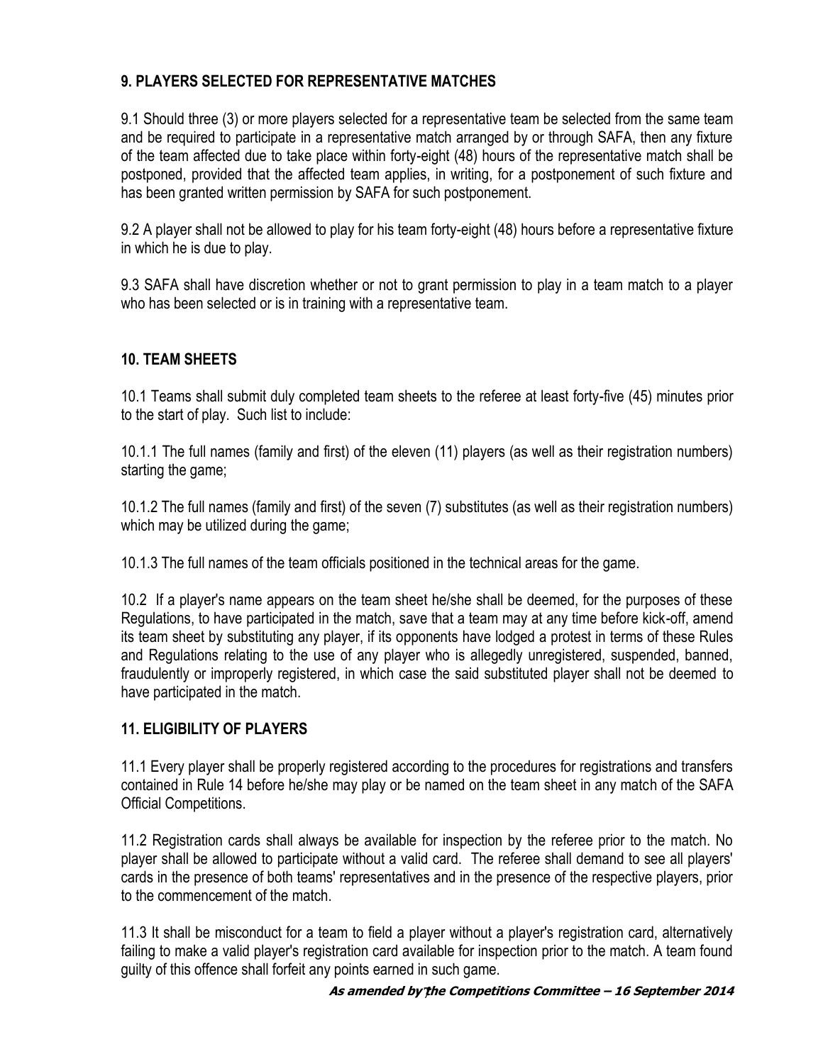## 9. PLAYERS SELECTED FOR REPRESENTATIVE MATCHES

9.1 Should three (3) or more players selected for a representative team be selected from the same team and be required to participate in a representative match arranged by or through SAFA, then any fixture of the team affected due to take place within forty-eight (48) hours of the representative match shall be postponed, provided that the affected team applies, in writing, for a postponement of such fixture and has been granted written permission by SAFA for such postponement.

9.2 A player shall not be allowed to play for his team forty-eight (48) hours before a representative fixture in which he is due to play.

9.3 SAFA shall have discretion whether or not to grant permission to play in a team match to a player who has been selected or is in training with a representative team.

## 10. TEAM SHEETS

10.1 Teams shall submit duly completed team sheets to the referee at least forty-five (45) minutes prior to the start of play. Such list to include:

10.1.1 The full names (family and first) of the eleven (11) players (as well as their registration numbers) starting the game;

10.1.2 The full names (family and first) of the seven (7) substitutes (as well as their registration numbers) which may be utilized during the game;

10.1.3 The full names of the team officials positioned in the technical areas for the game.

10.2 If a player's name appears on the team sheet he/she shall be deemed, for the purposes of these Regulations, to have participated in the match, save that a team may at any time before kick-off, amend its team sheet by substituting any player, if its opponents have lodged a protest in terms of these Rules and Regulations relating to the use of any player who is allegedly unregistered, suspended, banned, fraudulently or improperly registered, in which case the said substituted player shall not be deemed to have participated in the match.

## 11. ELIGIBILITY OF PLAYERS

11.1 Every player shall be properly registered according to the procedures for registrations and transfers contained in Rule 14 before he/she may play or be named on the team sheet in any match of the SAFA Official Competitions.

11.2 Registration cards shall always be available for inspection by the referee prior to the match. No player shall be allowed to participate without a valid card. The referee shall demand to see all players' cards in the presence of both teams' representatives and in the presence of the respective players, prior to the commencement of the match.

11.3 It shall be misconduct for a team to field a player without a player's registration card, alternatively failing to make a valid player's registration card available for inspection prior to the match. A team found guilty of this offence shall forfeit any points earned in such game.

***As amended by the Competitions Committee – 16 September 2014***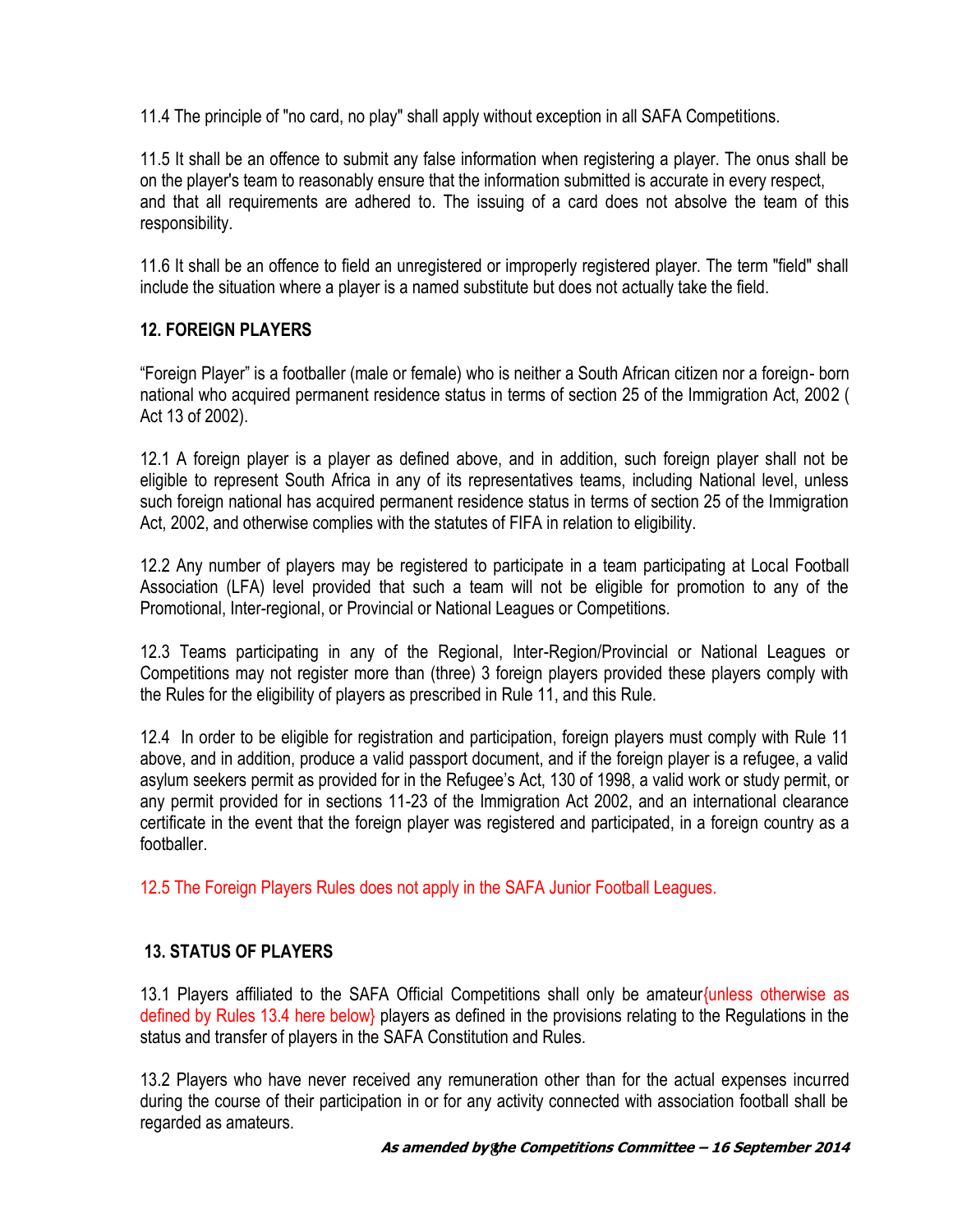11.4 The principle of "no card, no play" shall apply without exception in all SAFA Competitions.

11.5 It shall be an offence to submit any false information when registering a player. The onus shall be on the player's team to reasonably ensure that the information submitted is accurate in every respect, and that all requirements are adhered to. The issuing of a card does not absolve the team of this responsibility.

11.6 It shall be an offence to field an unregistered or improperly registered player. The term "field" shall include the situation where a player is a named substitute but does not actually take the field.

## 12. FOREIGN PLAYERS

"Foreign Player" is a footballer (male or female) who is neither a South African citizen nor a foreign- born national who acquired permanent residence status in terms of section 25 of the Immigration Act, 2002 ( Act 13 of 2002).

12.1 A foreign player is a player as defined above, and in addition, such foreign player shall not be eligible to represent South Africa in any of its representatives teams, including National level, unless such foreign national has acquired permanent residence status in terms of section 25 of the Immigration Act, 2002, and otherwise complies with the statutes of FIFA in relation to eligibility.

12.2 Any number of players may be registered to participate in a team participating at Local Football Association (LFA) level provided that such a team will not be eligible for promotion to any of the Promotional, Inter-regional, or Provincial or National Leagues or Competitions.

12.3 Teams participating in any of the Regional, Inter-Region/Provincial or National Leagues or Competitions may not register more than (three) 3 foreign players provided these players comply with the Rules for the eligibility of players as prescribed in Rule 11, and this Rule.

12.4 In order to be eligible for registration and participation, foreign players must comply with Rule 11 above, and in addition, produce a valid passport document, and if the foreign player is a refugee, a valid asylum seekers permit as provided for in the Refugee's Act, 130 of 1998, a valid work or study permit, or any permit provided for in sections 11-23 of the Immigration Act 2002, and an international clearance certificate in the event that the foreign player was registered and participated, in a foreign country as a footballer.

12.5 The Foreign Players Rules does not apply in the SAFA Junior Football Leagues.

## 13. STATUS OF PLAYERS

13.1 Players affiliated to the SAFA Official Competitions shall only be amateur{unless otherwise as defined by Rules 13.4 here below} players as defined in the provisions relating to the Regulations in the status and transfer of players in the SAFA Constitution and Rules.

13.2 Players who have never received any remuneration other than for the actual expenses incurred during the course of their participation in or for any activity connected with association football shall be regarded as amateurs.

***As amended by the Competitions Committee – 16 September 2014***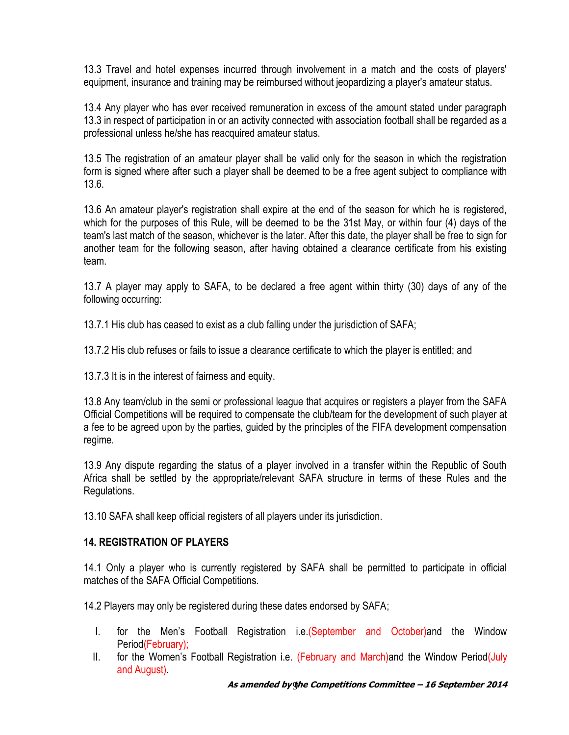13.3 Travel and hotel expenses incurred through involvement in a match and the costs of players' equipment, insurance and training may be reimbursed without jeopardizing a player's amateur status.

13.4 Any player who has ever received remuneration in excess of the amount stated under paragraph 13.3 in respect of participation in or an activity connected with association football shall be regarded as a professional unless he/she has reacquired amateur status.

13.5 The registration of an amateur player shall be valid only for the season in which the registration form is signed where after such a player shall be deemed to be a free agent subject to compliance with 13.6.

13.6 An amateur player's registration shall expire at the end of the season for which he is registered, which for the purposes of this Rule, will be deemed to be the 31st May, or within four (4) days of the team's last match of the season, whichever is the later. After this date, the player shall be free to sign for another team for the following season, after having obtained a clearance certificate from his existing team.

13.7 A player may apply to SAFA, to be declared a free agent within thirty (30) days of any of the following occurring:

13.7.1 His club has ceased to exist as a club falling under the jurisdiction of SAFA;

13.7.2 His club refuses or fails to issue a clearance certificate to which the player is entitled; and

13.7.3 It is in the interest of fairness and equity.

13.8 Any team/club in the semi or professional league that acquires or registers a player from the SAFA Official Competitions will be required to compensate the club/team for the development of such player at a fee to be agreed upon by the parties, guided by the principles of the FIFA development compensation regime.

13.9 Any dispute regarding the status of a player involved in a transfer within the Republic of South Africa shall be settled by the appropriate/relevant SAFA structure in terms of these Rules and the Regulations.

13.10 SAFA shall keep official registers of all players under its jurisdiction.

## 14. REGISTRATION OF PLAYERS

14.1 Only a player who is currently registered by SAFA shall be permitted to participate in official matches of the SAFA Official Competitions.

14.2 Players may only be registered during these dates endorsed by SAFA;

I. for the Men's Football Registration i.e.(September and October)and the Window Period(February);
II. for the Women's Football Registration i.e. (February and March)and the Window Period(July and August).

***As amended by the Competitions Committee – 16 September 2014***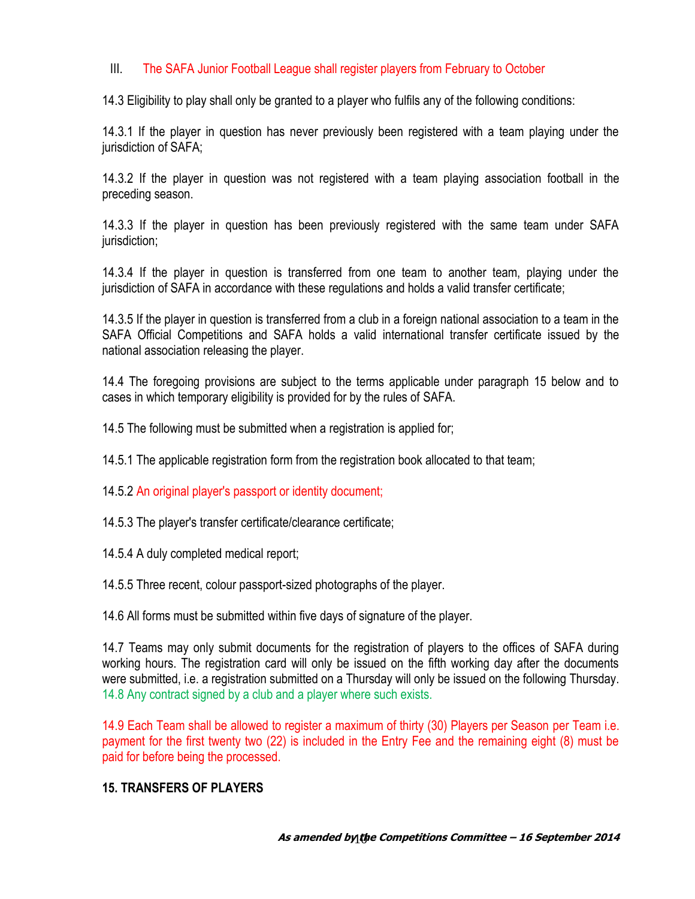III. The SAFA Junior Football League shall register players from February to October

14.3 Eligibility to play shall only be granted to a player who fulfils any of the following conditions:

14.3.1 If the player in question has never previously been registered with a team playing under the jurisdiction of SAFA;

14.3.2 If the player in question was not registered with a team playing association football in the preceding season.

14.3.3 If the player in question has been previously registered with the same team under SAFA jurisdiction;

14.3.4 If the player in question is transferred from one team to another team, playing under the jurisdiction of SAFA in accordance with these regulations and holds a valid transfer certificate;

14.3.5 If the player in question is transferred from a club in a foreign national association to a team in the SAFA Official Competitions and SAFA holds a valid international transfer certificate issued by the national association releasing the player.

14.4 The foregoing provisions are subject to the terms applicable under paragraph 15 below and to cases in which temporary eligibility is provided for by the rules of SAFA.

14.5 The following must be submitted when a registration is applied for;

14.5.1 The applicable registration form from the registration book allocated to that team;

14.5.2 An original player's passport or identity document;

14.5.3 The player's transfer certificate/clearance certificate;

14.5.4 A duly completed medical report;

14.5.5 Three recent, colour passport-sized photographs of the player.

14.6 All forms must be submitted within five days of signature of the player.

14.7 Teams may only submit documents for the registration of players to the offices of SAFA during working hours. The registration card will only be issued on the fifth working day after the documents were submitted, i.e. a registration submitted on a Thursday will only be issued on the following Thursday.
14.8 Any contract signed by a club and a player where such exists.

14.9 Each Team shall be allowed to register a maximum of thirty (30) Players per Season per Team i.e. payment for the first twenty two (22) is included in the Entry Fee and the remaining eight (8) must be paid for before being the processed.

## 15. TRANSFERS OF PLAYERS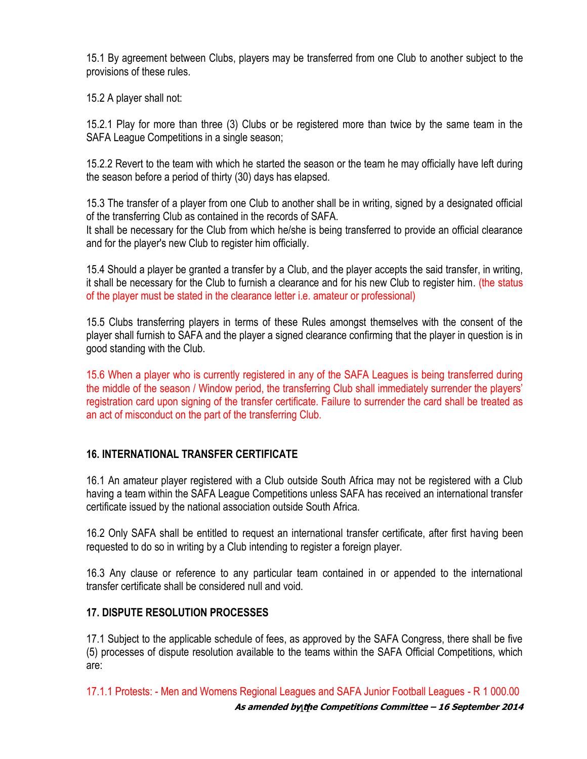15.1 By agreement between Clubs, players may be transferred from one Club to another subject to the provisions of these rules.

15.2 A player shall not:

15.2.1 Play for more than three (3) Clubs or be registered more than twice by the same team in the SAFA League Competitions in a single season;

15.2.2 Revert to the team with which he started the season or the team he may officially have left during the season before a period of thirty (30) days has elapsed.

15.3 The transfer of a player from one Club to another shall be in writing, signed by a designated official of the transferring Club as contained in the records of SAFA.
It shall be necessary for the Club from which he/she is being transferred to provide an official clearance and for the player's new Club to register him officially.

15.4 Should a player be granted a transfer by a Club, and the player accepts the said transfer, in writing, it shall be necessary for the Club to furnish a clearance and for his new Club to register him. (the status of the player must be stated in the clearance letter i.e. amateur or professional)

15.5 Clubs transferring players in terms of these Rules amongst themselves with the consent of the player shall furnish to SAFA and the player a signed clearance confirming that the player in question is in good standing with the Club.

15.6 When a player who is currently registered in any of the SAFA Leagues is being transferred during the middle of the season / Window period, the transferring Club shall immediately surrender the players' registration card upon signing of the transfer certificate. Failure to surrender the card shall be treated as an act of misconduct on the part of the transferring Club.

## 16. INTERNATIONAL TRANSFER CERTIFICATE

16.1 An amateur player registered with a Club outside South Africa may not be registered with a Club having a team within the SAFA League Competitions unless SAFA has received an international transfer certificate issued by the national association outside South Africa.

16.2 Only SAFA shall be entitled to request an international transfer certificate, after first having been requested to do so in writing by a Club intending to register a foreign player.

16.3 Any clause or reference to any particular team contained in or appended to the international transfer certificate shall be considered null and void.

## 17. DISPUTE RESOLUTION PROCESSES

17.1 Subject to the applicable schedule of fees, as approved by the SAFA Congress, there shall be five (5) processes of dispute resolution available to the teams within the SAFA Official Competitions, which are:

17.1.1 Protests: - Men and Womens Regional Leagues and SAFA Junior Football Leagues - R 1 000.00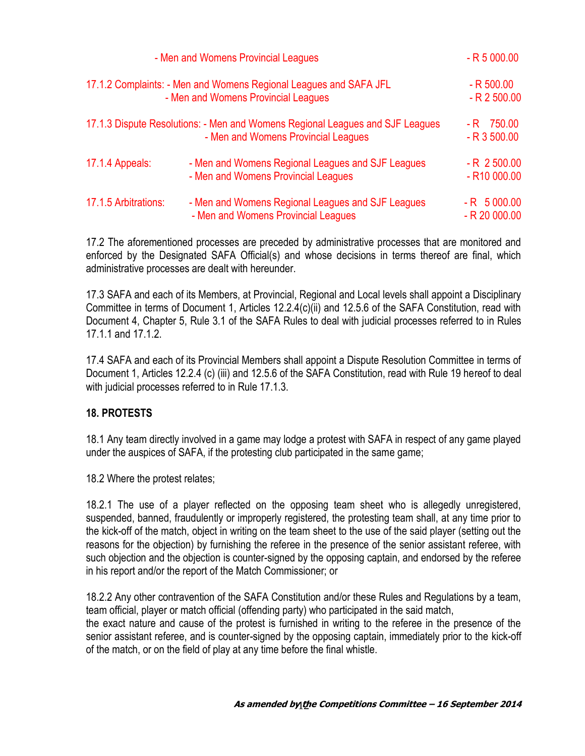- Men and Womens Provincial Leagues - R 5 000.00

17.1.2 Complaints: - Men and Womens Regional Leagues and SAFA JFL - R 500.00
- Men and Womens Provincial Leagues - R 2 500.00

17.1.3 Dispute Resolutions: - Men and Womens Regional Leagues and SJF Leagues - R 750.00
- Men and Womens Provincial Leagues - R 3 500.00

17.1.4 Appeals: - Men and Womens Regional Leagues and SJF Leagues - R 2 500.00
- Men and Womens Provincial Leagues - R10 000.00

17.1.5 Arbitrations: - Men and Womens Regional Leagues and SJF Leagues - R 5 000.00
- Men and Womens Provincial Leagues - R 20 000.00

17.2 The aforementioned processes are preceded by administrative processes that are monitored and enforced by the Designated SAFA Official(s) and whose decisions in terms thereof are final, which administrative processes are dealt with hereunder.

17.3 SAFA and each of its Members, at Provincial, Regional and Local levels shall appoint a Disciplinary Committee in terms of Document 1, Articles 12.2.4(c)(ii) and 12.5.6 of the SAFA Constitution, read with Document 4, Chapter 5, Rule 3.1 of the SAFA Rules to deal with judicial processes referred to in Rules 17.1.1 and 17.1.2.

17.4 SAFA and each of its Provincial Members shall appoint a Dispute Resolution Committee in terms of Document 1, Articles 12.2.4 (c) (iii) and 12.5.6 of the SAFA Constitution, read with Rule 19 hereof to deal with judicial processes referred to in Rule 17.1.3.

**18. PROTESTS**

18.1 Any team directly involved in a game may lodge a protest with SAFA in respect of any game played under the auspices of SAFA, if the protesting club participated in the same game;

18.2 Where the protest relates;

18.2.1 The use of a player reflected on the opposing team sheet who is allegedly unregistered, suspended, banned, fraudulently or improperly registered, the protesting team shall, at any time prior to the kick-off of the match, object in writing on the team sheet to the use of the said player (setting out the reasons for the objection) by furnishing the referee in the presence of the senior assistant referee, with such objection and the objection is counter-signed by the opposing captain, and endorsed by the referee in his report and/or the report of the Match Commissioner; or

18.2.2 Any other contravention of the SAFA Constitution and/or these Rules and Regulations by a team, team official, player or match official (offending party) who participated in the said match,
the exact nature and cause of the protest is furnished in writing to the referee in the presence of the senior assistant referee, and is counter-signed by the opposing captain, immediately prior to the kick-off of the match, or on the field of play at any time before the final whistle.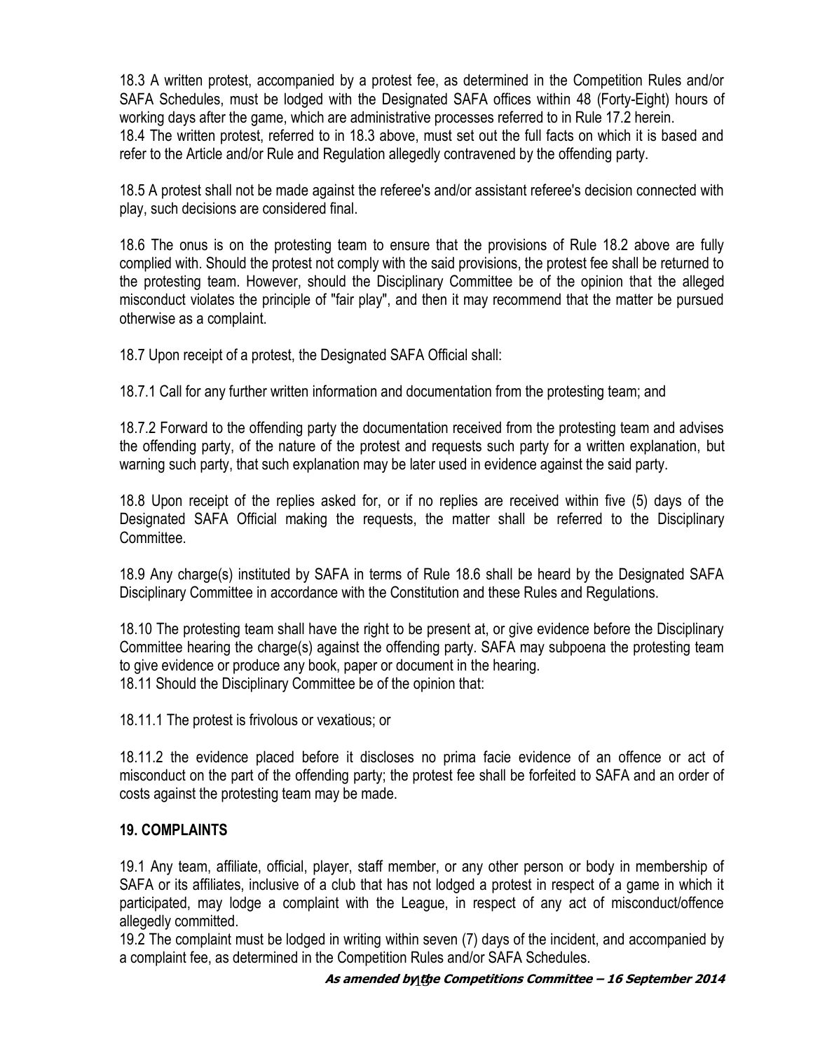18.3 A written protest, accompanied by a protest fee, as determined in the Competition Rules and/or SAFA Schedules, must be lodged with the Designated SAFA offices within 48 (Forty-Eight) hours of working days after the game, which are administrative processes referred to in Rule 17.2 herein.

18.4 The written protest, referred to in 18.3 above, must set out the full facts on which it is based and refer to the Article and/or Rule and Regulation allegedly contravened by the offending party.

18.5 A protest shall not be made against the referee's and/or assistant referee's decision connected with play, such decisions are considered final.

18.6 The onus is on the protesting team to ensure that the provisions of Rule 18.2 above are fully complied with. Should the protest not comply with the said provisions, the protest fee shall be returned to the protesting team. However, should the Disciplinary Committee be of the opinion that the alleged misconduct violates the principle of "fair play", and then it may recommend that the matter be pursued otherwise as a complaint.

18.7 Upon receipt of a protest, the Designated SAFA Official shall:

18.7.1 Call for any further written information and documentation from the protesting team; and

18.7.2 Forward to the offending party the documentation received from the protesting team and advises the offending party, of the nature of the protest and requests such party for a written explanation, but warning such party, that such explanation may be later used in evidence against the said party.

18.8 Upon receipt of the replies asked for, or if no replies are received within five (5) days of the Designated SAFA Official making the requests, the matter shall be referred to the Disciplinary Committee.

18.9 Any charge(s) instituted by SAFA in terms of Rule 18.6 shall be heard by the Designated SAFA Disciplinary Committee in accordance with the Constitution and these Rules and Regulations.

18.10 The protesting team shall have the right to be present at, or give evidence before the Disciplinary Committee hearing the charge(s) against the offending party. SAFA may subpoena the protesting team to give evidence or produce any book, paper or document in the hearing.

18.11 Should the Disciplinary Committee be of the opinion that:

18.11.1 The protest is frivolous or vexatious; or

18.11.2 the evidence placed before it discloses no prima facie evidence of an offence or act of misconduct on the part of the offending party; the protest fee shall be forfeited to SAFA and an order of costs against the protesting team may be made.

## 19. COMPLAINTS

19.1 Any team, affiliate, official, player, staff member, or any other person or body in membership of SAFA or its affiliates, inclusive of a club that has not lodged a protest in respect of a game in which it participated, may lodge a complaint with the League, in respect of any act of misconduct/offence allegedly committed.

19.2 The complaint must be lodged in writing within seven (7) days of the incident, and accompanied by a complaint fee, as determined in the Competition Rules and/or SAFA Schedules.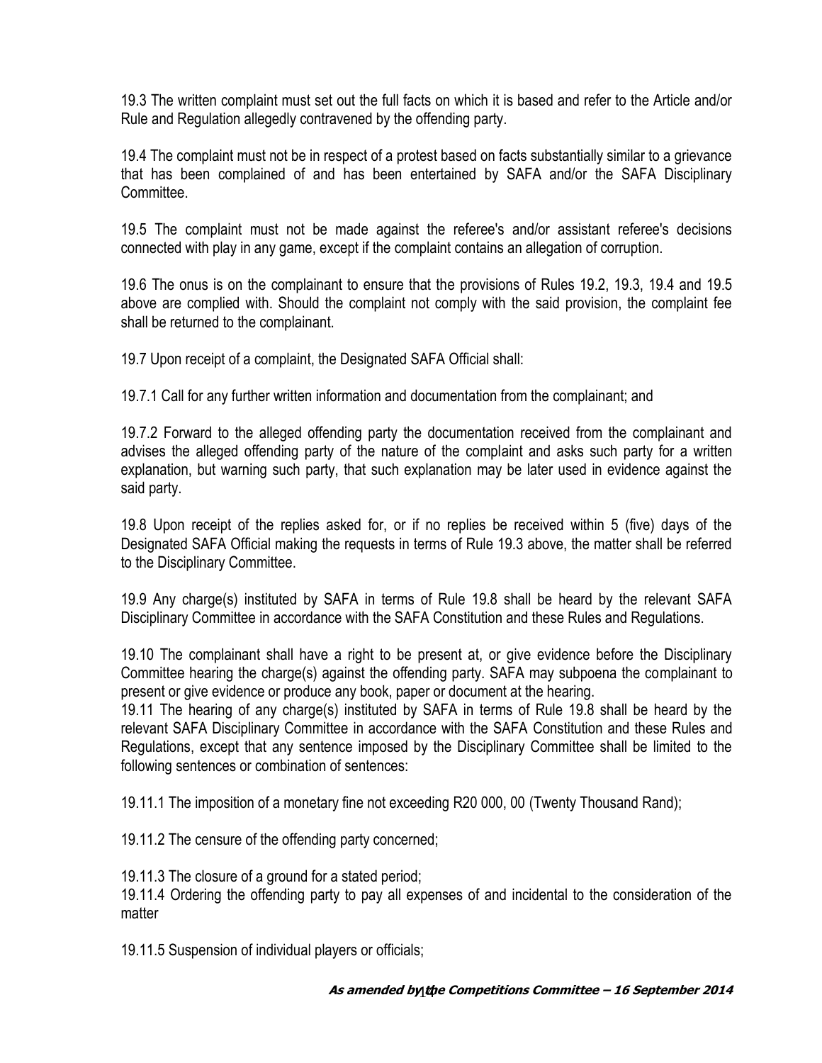19.3 The written complaint must set out the full facts on which it is based and refer to the Article and/or Rule and Regulation allegedly contravened by the offending party.

19.4 The complaint must not be in respect of a protest based on facts substantially similar to a grievance that has been complained of and has been entertained by SAFA and/or the SAFA Disciplinary Committee.

19.5 The complaint must not be made against the referee's and/or assistant referee's decisions connected with play in any game, except if the complaint contains an allegation of corruption.

19.6 The onus is on the complainant to ensure that the provisions of Rules 19.2, 19.3, 19.4 and 19.5 above are complied with. Should the complaint not comply with the said provision, the complaint fee shall be returned to the complainant.

19.7 Upon receipt of a complaint, the Designated SAFA Official shall:

19.7.1 Call for any further written information and documentation from the complainant; and

19.7.2 Forward to the alleged offending party the documentation received from the complainant and advises the alleged offending party of the nature of the complaint and asks such party for a written explanation, but warning such party, that such explanation may be later used in evidence against the said party.

19.8 Upon receipt of the replies asked for, or if no replies be received within 5 (five) days of the Designated SAFA Official making the requests in terms of Rule 19.3 above, the matter shall be referred to the Disciplinary Committee.

19.9 Any charge(s) instituted by SAFA in terms of Rule 19.8 shall be heard by the relevant SAFA Disciplinary Committee in accordance with the SAFA Constitution and these Rules and Regulations.

19.10 The complainant shall have a right to be present at, or give evidence before the Disciplinary Committee hearing the charge(s) against the offending party. SAFA may subpoena the complainant to present or give evidence or produce any book, paper or document at the hearing.

19.11 The hearing of any charge(s) instituted by SAFA in terms of Rule 19.8 shall be heard by the relevant SAFA Disciplinary Committee in accordance with the SAFA Constitution and these Rules and Regulations, except that any sentence imposed by the Disciplinary Committee shall be limited to the following sentences or combination of sentences:

19.11.1 The imposition of a monetary fine not exceeding R20 000, 00 (Twenty Thousand Rand);

19.11.2 The censure of the offending party concerned;

19.11.3 The closure of a ground for a stated period;

19.11.4 Ordering the offending party to pay all expenses of and incidental to the consideration of the matter

19.11.5 Suspension of individual players or officials;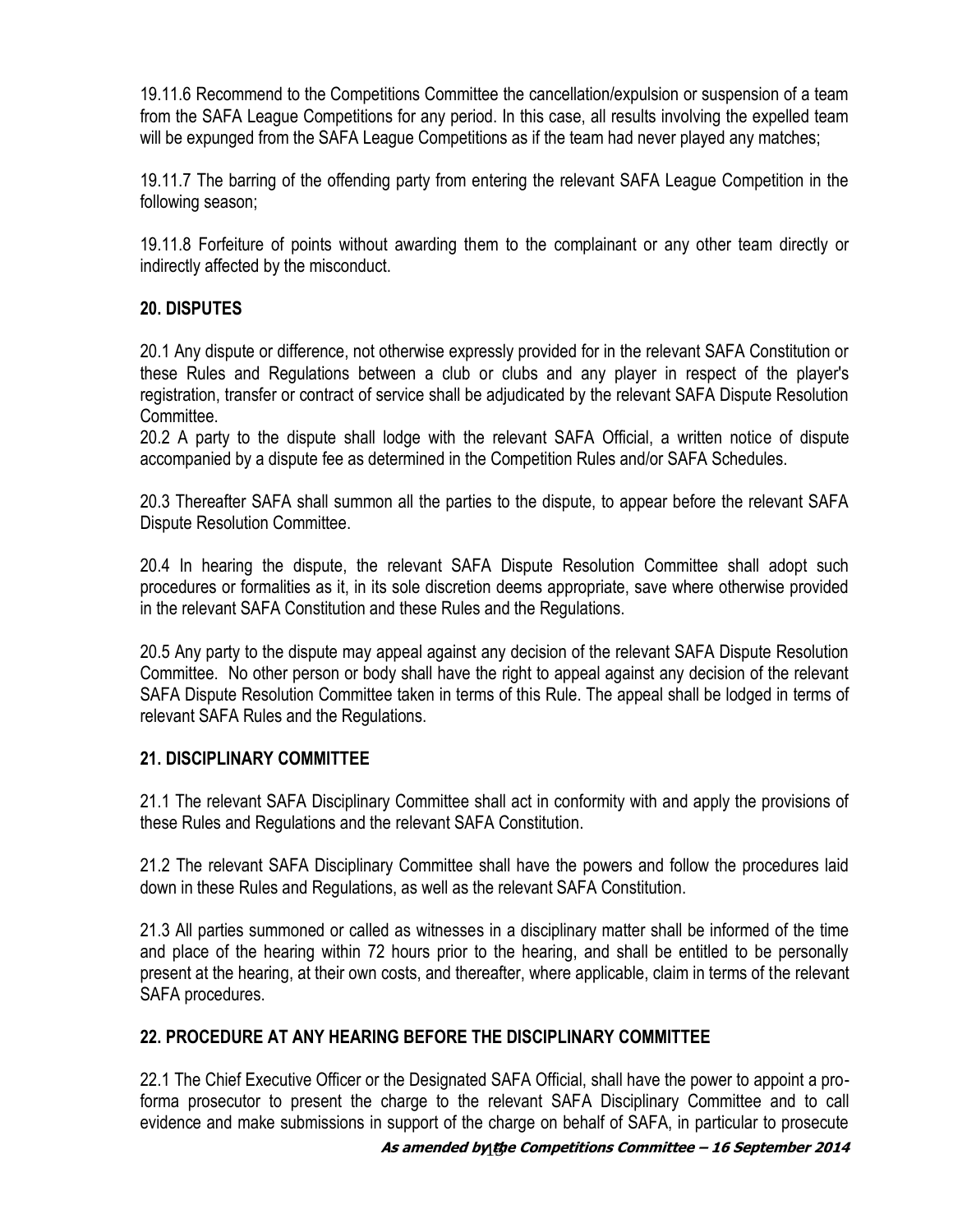19.11.6 Recommend to the Competitions Committee the cancellation/expulsion or suspension of a team from the SAFA League Competitions for any period. In this case, all results involving the expelled team will be expunged from the SAFA League Competitions as if the team had never played any matches;

19.11.7 The barring of the offending party from entering the relevant SAFA League Competition in the following season;

19.11.8 Forfeiture of points without awarding them to the complainant or any other team directly or indirectly affected by the misconduct.

## 20. DISPUTES

20.1 Any dispute or difference, not otherwise expressly provided for in the relevant SAFA Constitution or these Rules and Regulations between a club or clubs and any player in respect of the player's registration, transfer or contract of service shall be adjudicated by the relevant SAFA Dispute Resolution Committee.

20.2 A party to the dispute shall lodge with the relevant SAFA Official, a written notice of dispute accompanied by a dispute fee as determined in the Competition Rules and/or SAFA Schedules.

20.3 Thereafter SAFA shall summon all the parties to the dispute, to appear before the relevant SAFA Dispute Resolution Committee.

20.4 In hearing the dispute, the relevant SAFA Dispute Resolution Committee shall adopt such procedures or formalities as it, in its sole discretion deems appropriate, save where otherwise provided in the relevant SAFA Constitution and these Rules and the Regulations.

20.5 Any party to the dispute may appeal against any decision of the relevant SAFA Dispute Resolution Committee. No other person or body shall have the right to appeal against any decision of the relevant SAFA Dispute Resolution Committee taken in terms of this Rule. The appeal shall be lodged in terms of relevant SAFA Rules and the Regulations.

## 21. DISCIPLINARY COMMITTEE

21.1 The relevant SAFA Disciplinary Committee shall act in conformity with and apply the provisions of these Rules and Regulations and the relevant SAFA Constitution.

21.2 The relevant SAFA Disciplinary Committee shall have the powers and follow the procedures laid down in these Rules and Regulations, as well as the relevant SAFA Constitution.

21.3 All parties summoned or called as witnesses in a disciplinary matter shall be informed of the time and place of the hearing within 72 hours prior to the hearing, and shall be entitled to be personally present at the hearing, at their own costs, and thereafter, where applicable, claim in terms of the relevant SAFA procedures.

## 22. PROCEDURE AT ANY HEARING BEFORE THE DISCIPLINARY COMMITTEE

22.1 The Chief Executive Officer or the Designated SAFA Official, shall have the power to appoint a pro-forma prosecutor to present the charge to the relevant SAFA Disciplinary Committee and to call evidence and make submissions in support of the charge on behalf of SAFA, in particular to prosecute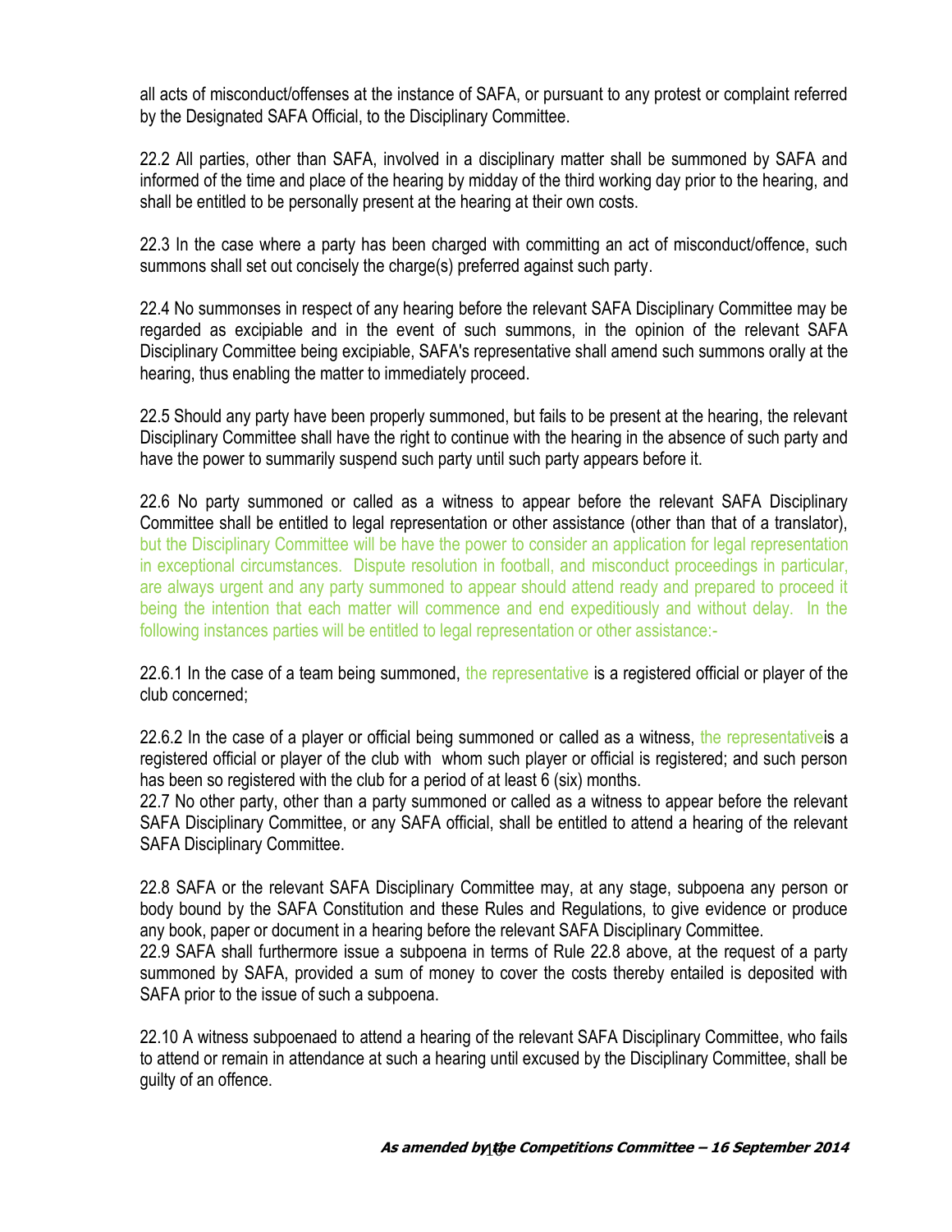all acts of misconduct/offenses at the instance of SAFA, or pursuant to any protest or complaint referred by the Designated SAFA Official, to the Disciplinary Committee.

22.2 All parties, other than SAFA, involved in a disciplinary matter shall be summoned by SAFA and informed of the time and place of the hearing by midday of the third working day prior to the hearing, and shall be entitled to be personally present at the hearing at their own costs.

22.3 In the case where a party has been charged with committing an act of misconduct/offence, such summons shall set out concisely the charge(s) preferred against such party.

22.4 No summonses in respect of any hearing before the relevant SAFA Disciplinary Committee may be regarded as excipiable and in the event of such summons, in the opinion of the relevant SAFA Disciplinary Committee being excipiable, SAFA's representative shall amend such summons orally at the hearing, thus enabling the matter to immediately proceed.

22.5 Should any party have been properly summoned, but fails to be present at the hearing, the relevant Disciplinary Committee shall have the right to continue with the hearing in the absence of such party and have the power to summarily suspend such party until such party appears before it.

22.6 No party summoned or called as a witness to appear before the relevant SAFA Disciplinary Committee shall be entitled to legal representation or other assistance (other than that of a translator), but the Disciplinary Committee will be have the power to consider an application for legal representation in exceptional circumstances. Dispute resolution in football, and misconduct proceedings in particular, are always urgent and any party summoned to appear should attend ready and prepared to proceed it being the intention that each matter will commence and end expeditiously and without delay. In the following instances parties will be entitled to legal representation or other assistance:-

22.6.1 In the case of a team being summoned, the representative is a registered official or player of the club concerned;

22.6.2 In the case of a player or official being summoned or called as a witness, the representativeis a registered official or player of the club with whom such player or official is registered; and such person has been so registered with the club for a period of at least 6 (six) months.

22.7 No other party, other than a party summoned or called as a witness to appear before the relevant SAFA Disciplinary Committee, or any SAFA official, shall be entitled to attend a hearing of the relevant SAFA Disciplinary Committee.

22.8 SAFA or the relevant SAFA Disciplinary Committee may, at any stage, subpoena any person or body bound by the SAFA Constitution and these Rules and Regulations, to give evidence or produce any book, paper or document in a hearing before the relevant SAFA Disciplinary Committee.

22.9 SAFA shall furthermore issue a subpoena in terms of Rule 22.8 above, at the request of a party summoned by SAFA, provided a sum of money to cover the costs thereby entailed is deposited with SAFA prior to the issue of such a subpoena.

22.10 A witness subpoenaed to attend a hearing of the relevant SAFA Disciplinary Committee, who fails to attend or remain in attendance at such a hearing until excused by the Disciplinary Committee, shall be guilty of an offence.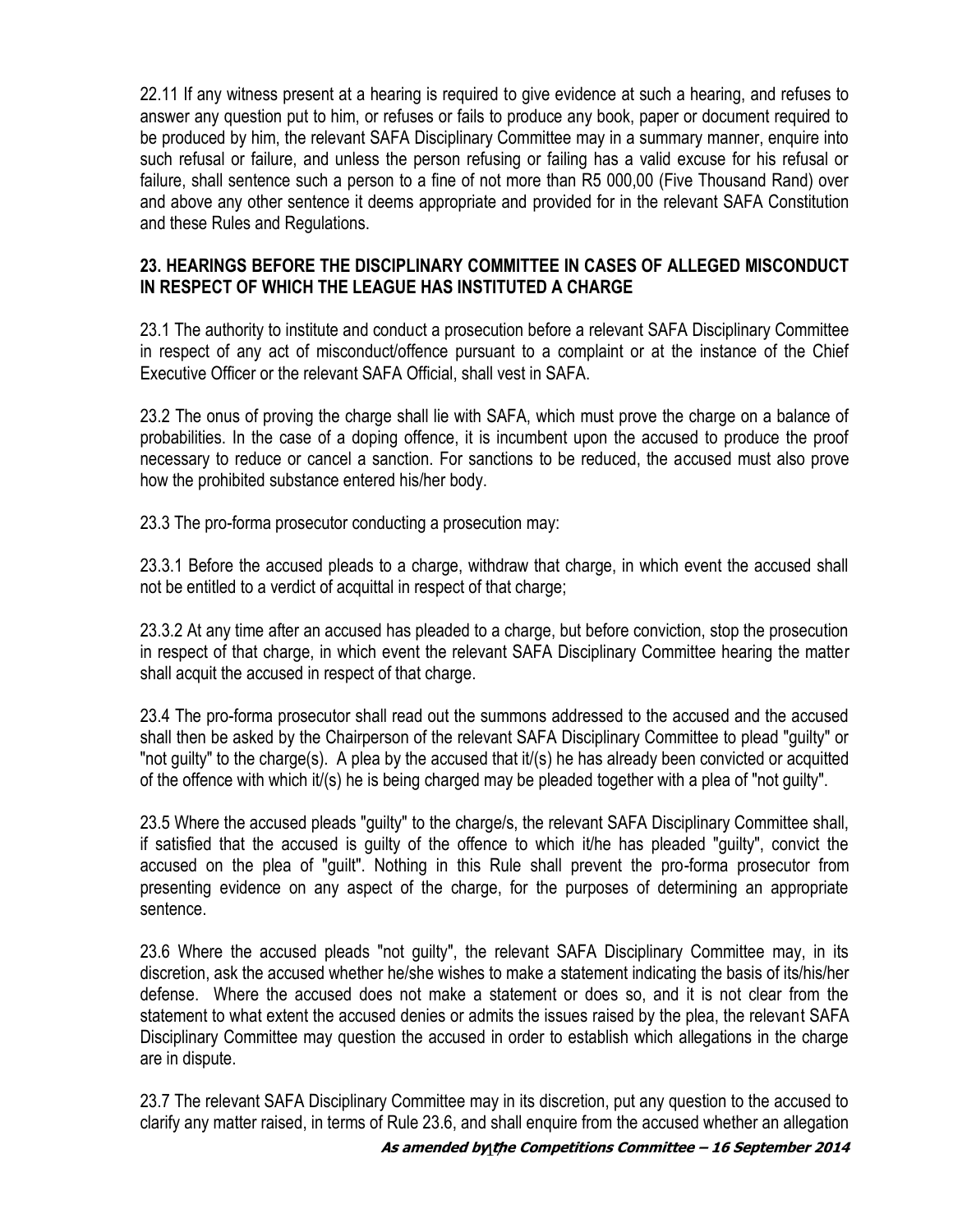22.11 If any witness present at a hearing is required to give evidence at such a hearing, and refuses to answer any question put to him, or refuses or fails to produce any book, paper or document required to be produced by him, the relevant SAFA Disciplinary Committee may in a summary manner, enquire into such refusal or failure, and unless the person refusing or failing has a valid excuse for his refusal or failure, shall sentence such a person to a fine of not more than R5 000,00 (Five Thousand Rand) over and above any other sentence it deems appropriate and provided for in the relevant SAFA Constitution and these Rules and Regulations.

## 23. HEARINGS BEFORE THE DISCIPLINARY COMMITTEE IN CASES OF ALLEGED MISCONDUCT IN RESPECT OF WHICH THE LEAGUE HAS INSTITUTED A CHARGE

23.1 The authority to institute and conduct a prosecution before a relevant SAFA Disciplinary Committee in respect of any act of misconduct/offence pursuant to a complaint or at the instance of the Chief Executive Officer or the relevant SAFA Official, shall vest in SAFA.

23.2 The onus of proving the charge shall lie with SAFA, which must prove the charge on a balance of probabilities. In the case of a doping offence, it is incumbent upon the accused to produce the proof necessary to reduce or cancel a sanction. For sanctions to be reduced, the accused must also prove how the prohibited substance entered his/her body.

23.3 The pro-forma prosecutor conducting a prosecution may:

23.3.1 Before the accused pleads to a charge, withdraw that charge, in which event the accused shall not be entitled to a verdict of acquittal in respect of that charge;

23.3.2 At any time after an accused has pleaded to a charge, but before conviction, stop the prosecution in respect of that charge, in which event the relevant SAFA Disciplinary Committee hearing the matter shall acquit the accused in respect of that charge.

23.4 The pro-forma prosecutor shall read out the summons addressed to the accused and the accused shall then be asked by the Chairperson of the relevant SAFA Disciplinary Committee to plead "guilty" or "not guilty" to the charge(s). A plea by the accused that it/(s) he has already been convicted or acquitted of the offence with which it/(s) he is being charged may be pleaded together with a plea of "not guilty".

23.5 Where the accused pleads "guilty" to the charge/s, the relevant SAFA Disciplinary Committee shall, if satisfied that the accused is guilty of the offence to which it/he has pleaded "guilty", convict the accused on the plea of "guilt". Nothing in this Rule shall prevent the pro-forma prosecutor from presenting evidence on any aspect of the charge, for the purposes of determining an appropriate sentence.

23.6 Where the accused pleads "not guilty", the relevant SAFA Disciplinary Committee may, in its discretion, ask the accused whether he/she wishes to make a statement indicating the basis of its/his/her defense. Where the accused does not make a statement or does so, and it is not clear from the statement to what extent the accused denies or admits the issues raised by the plea, the relevant SAFA Disciplinary Committee may question the accused in order to establish which allegations in the charge are in dispute.

23.7 The relevant SAFA Disciplinary Committee may in its discretion, put any question to the accused to clarify any matter raised, in terms of Rule 23.6, and shall enquire from the accused whether an allegation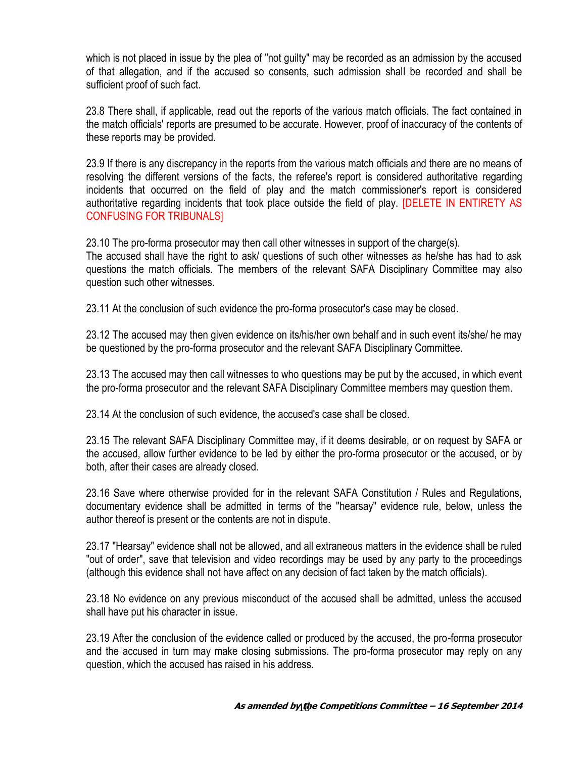which is not placed in issue by the plea of "not guilty" may be recorded as an admission by the accused of that allegation, and if the accused so consents, such admission shall be recorded and shall be sufficient proof of such fact.

23.8 There shall, if applicable, read out the reports of the various match officials. The fact contained in the match officials' reports are presumed to be accurate. However, proof of inaccuracy of the contents of these reports may be provided.

23.9 If there is any discrepancy in the reports from the various match officials and there are no means of resolving the different versions of the facts, the referee's report is considered authoritative regarding incidents that occurred on the field of play and the match commissioner's report is considered authoritative regarding incidents that took place outside the field of play. [DELETE IN ENTIRETY AS CONFUSING FOR TRIBUNALS]

23.10 The pro-forma prosecutor may then call other witnesses in support of the charge(s).
The accused shall have the right to ask/ questions of such other witnesses as he/she has had to ask questions the match officials. The members of the relevant SAFA Disciplinary Committee may also question such other witnesses.

23.11 At the conclusion of such evidence the pro-forma prosecutor's case may be closed.

23.12 The accused may then given evidence on its/his/her own behalf and in such event its/she/ he may be questioned by the pro-forma prosecutor and the relevant SAFA Disciplinary Committee.

23.13 The accused may then call witnesses to who questions may be put by the accused, in which event the pro-forma prosecutor and the relevant SAFA Disciplinary Committee members may question them.

23.14 At the conclusion of such evidence, the accused's case shall be closed.

23.15 The relevant SAFA Disciplinary Committee may, if it deems desirable, or on request by SAFA or the accused, allow further evidence to be led by either the pro-forma prosecutor or the accused, or by both, after their cases are already closed.

23.16 Save where otherwise provided for in the relevant SAFA Constitution / Rules and Regulations, documentary evidence shall be admitted in terms of the "hearsay" evidence rule, below, unless the author thereof is present or the contents are not in dispute.

23.17 "Hearsay" evidence shall not be allowed, and all extraneous matters in the evidence shall be ruled "out of order", save that television and video recordings may be used by any party to the proceedings (although this evidence shall not have affect on any decision of fact taken by the match officials).

23.18 No evidence on any previous misconduct of the accused shall be admitted, unless the accused shall have put his character in issue.

23.19 After the conclusion of the evidence called or produced by the accused, the pro-forma prosecutor and the accused in turn may make closing submissions. The pro-forma prosecutor may reply on any question, which the accused has raised in his address.

***As amended by the Competitions Committee – 16 September 2014***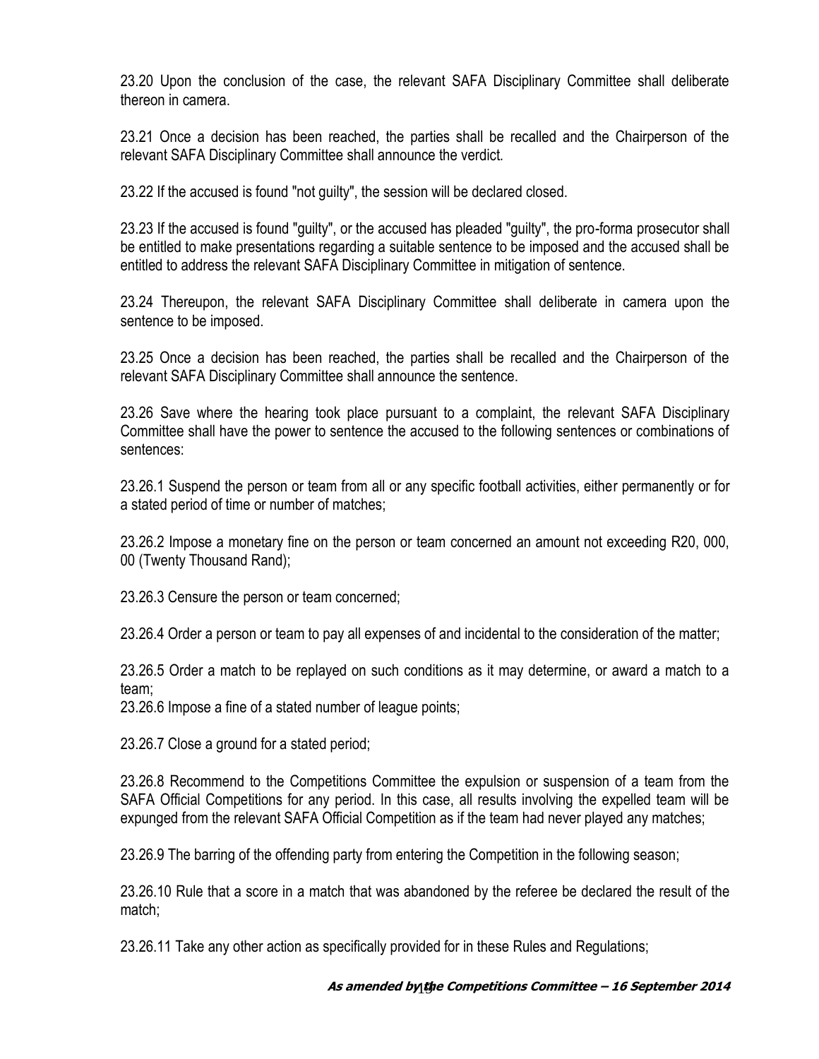23.20 Upon the conclusion of the case, the relevant SAFA Disciplinary Committee shall deliberate thereon in camera.

23.21 Once a decision has been reached, the parties shall be recalled and the Chairperson of the relevant SAFA Disciplinary Committee shall announce the verdict.

23.22 If the accused is found "not guilty", the session will be declared closed.

23.23 If the accused is found "guilty", or the accused has pleaded "guilty", the pro-forma prosecutor shall be entitled to make presentations regarding a suitable sentence to be imposed and the accused shall be entitled to address the relevant SAFA Disciplinary Committee in mitigation of sentence.

23.24 Thereupon, the relevant SAFA Disciplinary Committee shall deliberate in camera upon the sentence to be imposed.

23.25 Once a decision has been reached, the parties shall be recalled and the Chairperson of the relevant SAFA Disciplinary Committee shall announce the sentence.

23.26 Save where the hearing took place pursuant to a complaint, the relevant SAFA Disciplinary Committee shall have the power to sentence the accused to the following sentences or combinations of sentences:

23.26.1 Suspend the person or team from all or any specific football activities, either permanently or for a stated period of time or number of matches;

23.26.2 Impose a monetary fine on the person or team concerned an amount not exceeding R20, 000, 00 (Twenty Thousand Rand);

23.26.3 Censure the person or team concerned;

23.26.4 Order a person or team to pay all expenses of and incidental to the consideration of the matter;

23.26.5 Order a match to be replayed on such conditions as it may determine, or award a match to a team;

23.26.6 Impose a fine of a stated number of league points;

23.26.7 Close a ground for a stated period;

23.26.8 Recommend to the Competitions Committee the expulsion or suspension of a team from the SAFA Official Competitions for any period. In this case, all results involving the expelled team will be expunged from the relevant SAFA Official Competition as if the team had never played any matches;

23.26.9 The barring of the offending party from entering the Competition in the following season;

23.26.10 Rule that a score in a match that was abandoned by the referee be declared the result of the match;

23.26.11 Take any other action as specifically provided for in these Rules and Regulations;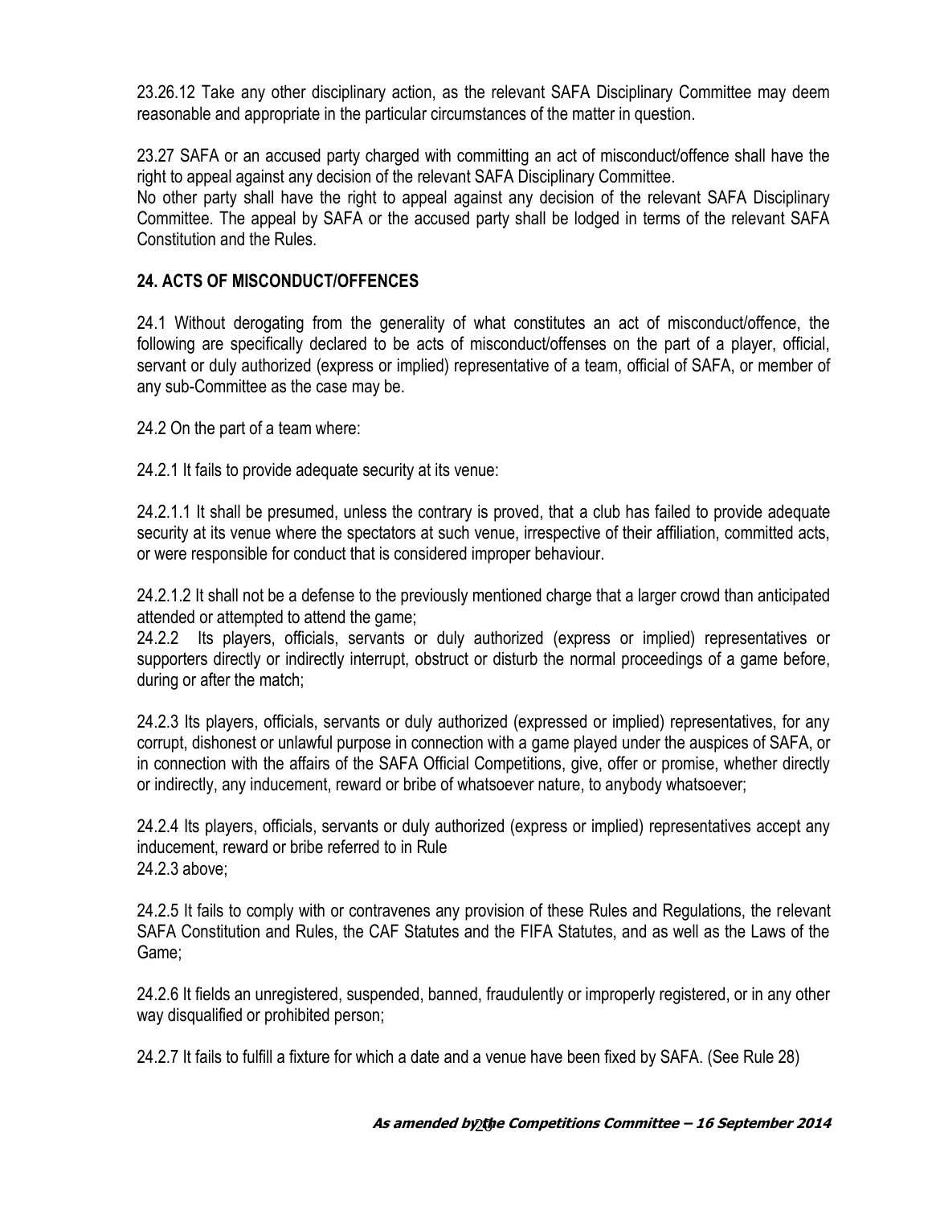23.26.12 Take any other disciplinary action, as the relevant SAFA Disciplinary Committee may deem reasonable and appropriate in the particular circumstances of the matter in question.

23.27 SAFA or an accused party charged with committing an act of misconduct/offence shall have the right to appeal against any decision of the relevant SAFA Disciplinary Committee.
No other party shall have the right to appeal against any decision of the relevant SAFA Disciplinary Committee. The appeal by SAFA or the accused party shall be lodged in terms of the relevant SAFA Constitution and the Rules.

## 24. ACTS OF MISCONDUCT/OFFENCES

24.1 Without derogating from the generality of what constitutes an act of misconduct/offence, the following are specifically declared to be acts of misconduct/offenses on the part of a player, official, servant or duly authorized (express or implied) representative of a team, official of SAFA, or member of any sub-Committee as the case may be.

24.2 On the part of a team where:

24.2.1 It fails to provide adequate security at its venue:

24.2.1.1 It shall be presumed, unless the contrary is proved, that a club has failed to provide adequate security at its venue where the spectators at such venue, irrespective of their affiliation, committed acts, or were responsible for conduct that is considered improper behaviour.

24.2.1.2 It shall not be a defense to the previously mentioned charge that a larger crowd than anticipated attended or attempted to attend the game;

24.2.2 Its players, officials, servants or duly authorized (express or implied) representatives or supporters directly or indirectly interrupt, obstruct or disturb the normal proceedings of a game before, during or after the match;

24.2.3 Its players, officials, servants or duly authorized (expressed or implied) representatives, for any corrupt, dishonest or unlawful purpose in connection with a game played under the auspices of SAFA, or in connection with the affairs of the SAFA Official Competitions, give, offer or promise, whether directly or indirectly, any inducement, reward or bribe of whatsoever nature, to anybody whatsoever;

24.2.4 Its players, officials, servants or duly authorized (express or implied) representatives accept any inducement, reward or bribe referred to in Rule
24.2.3 above;

24.2.5 It fails to comply with or contravenes any provision of these Rules and Regulations, the relevant SAFA Constitution and Rules, the CAF Statutes and the FIFA Statutes, and as well as the Laws of the Game;

24.2.6 It fields an unregistered, suspended, banned, fraudulently or improperly registered, or in any other way disqualified or prohibited person;

24.2.7 It fails to fulfill a fixture for which a date and a venue have been fixed by SAFA. (See Rule 28)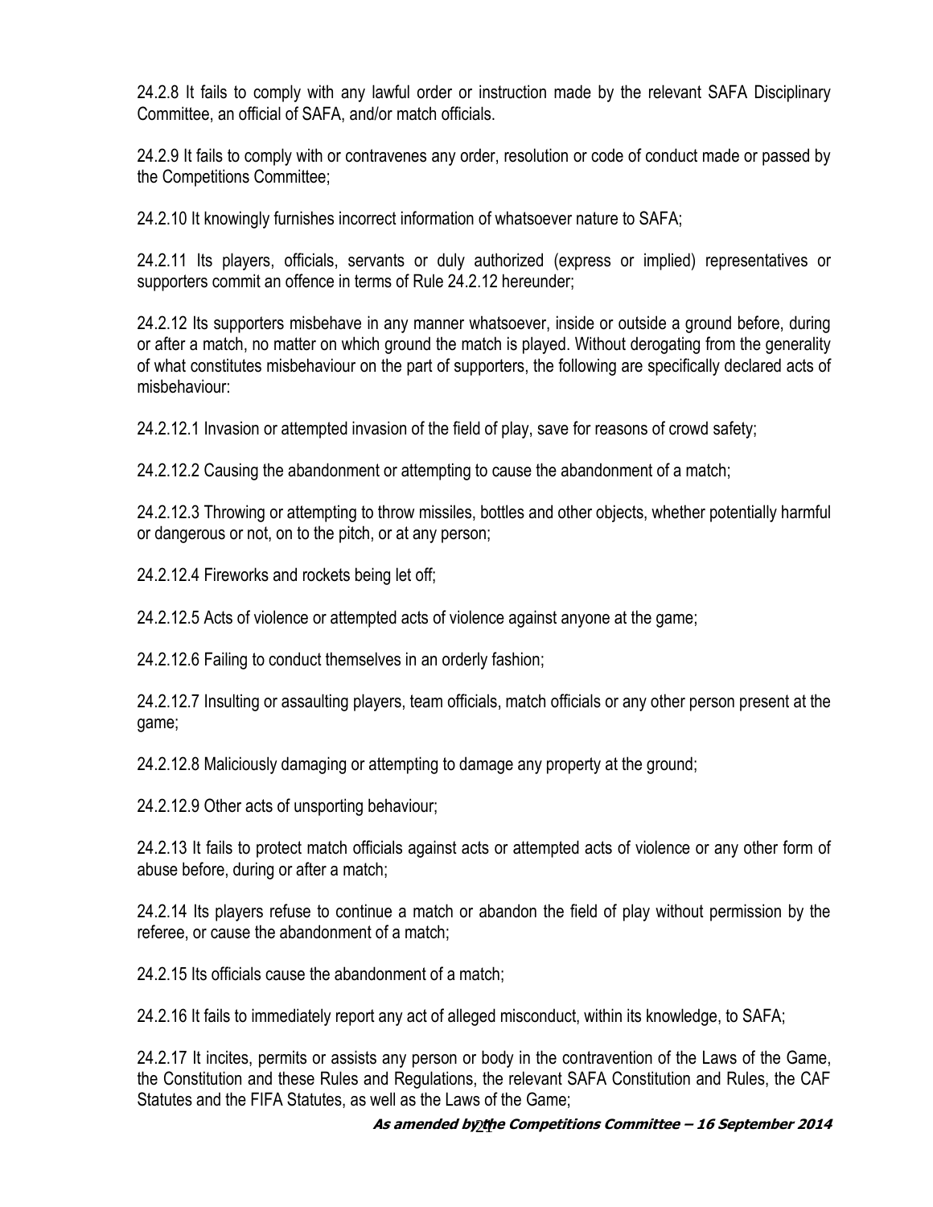24.2.8 It fails to comply with any lawful order or instruction made by the relevant SAFA Disciplinary Committee, an official of SAFA, and/or match officials.

24.2.9 It fails to comply with or contravenes any order, resolution or code of conduct made or passed by the Competitions Committee;

24.2.10 It knowingly furnishes incorrect information of whatsoever nature to SAFA;

24.2.11 Its players, officials, servants or duly authorized (express or implied) representatives or supporters commit an offence in terms of Rule 24.2.12 hereunder;

24.2.12 Its supporters misbehave in any manner whatsoever, inside or outside a ground before, during or after a match, no matter on which ground the match is played. Without derogating from the generality of what constitutes misbehaviour on the part of supporters, the following are specifically declared acts of misbehaviour:

24.2.12.1 Invasion or attempted invasion of the field of play, save for reasons of crowd safety;

24.2.12.2 Causing the abandonment or attempting to cause the abandonment of a match;

24.2.12.3 Throwing or attempting to throw missiles, bottles and other objects, whether potentially harmful or dangerous or not, on to the pitch, or at any person;

24.2.12.4 Fireworks and rockets being let off;

24.2.12.5 Acts of violence or attempted acts of violence against anyone at the game;

24.2.12.6 Failing to conduct themselves in an orderly fashion;

24.2.12.7 Insulting or assaulting players, team officials, match officials or any other person present at the game;

24.2.12.8 Maliciously damaging or attempting to damage any property at the ground;

24.2.12.9 Other acts of unsporting behaviour;

24.2.13 It fails to protect match officials against acts or attempted acts of violence or any other form of abuse before, during or after a match;

24.2.14 Its players refuse to continue a match or abandon the field of play without permission by the referee, or cause the abandonment of a match;

24.2.15 Its officials cause the abandonment of a match;

24.2.16 It fails to immediately report any act of alleged misconduct, within its knowledge, to SAFA;

24.2.17 It incites, permits or assists any person or body in the contravention of the Laws of the Game, the Constitution and these Rules and Regulations, the relevant SAFA Constitution and Rules, the CAF Statutes and the FIFA Statutes, as well as the Laws of the Game;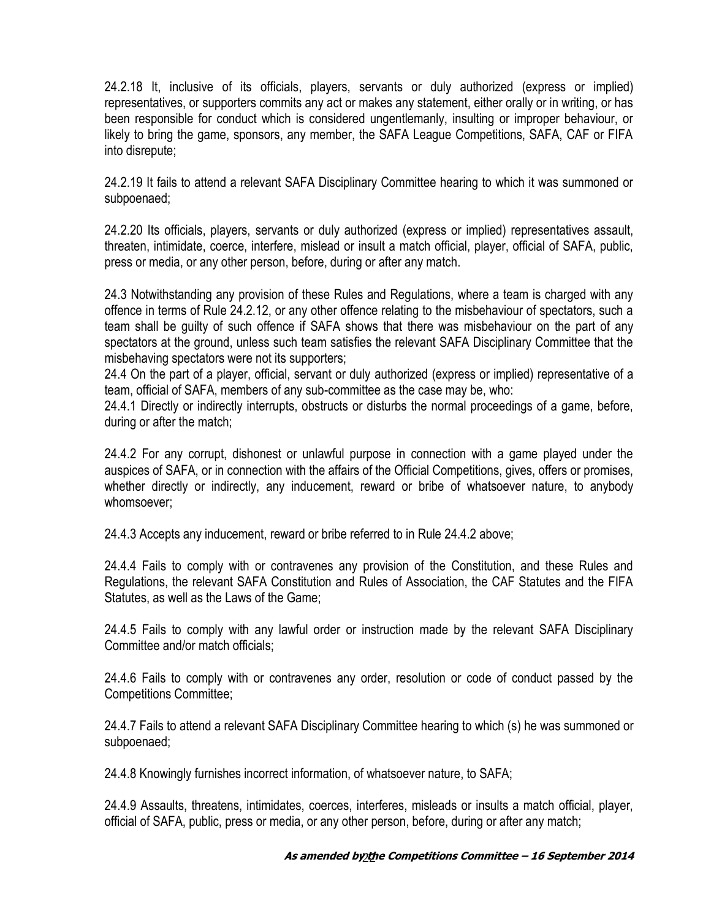24.2.18 It, inclusive of its officials, players, servants or duly authorized (express or implied) representatives, or supporters commits any act or makes any statement, either orally or in writing, or has been responsible for conduct which is considered ungentlemanly, insulting or improper behaviour, or likely to bring the game, sponsors, any member, the SAFA League Competitions, SAFA, CAF or FIFA into disrepute;

24.2.19 It fails to attend a relevant SAFA Disciplinary Committee hearing to which it was summoned or subpoenaed;

24.2.20 Its officials, players, servants or duly authorized (express or implied) representatives assault, threaten, intimidate, coerce, interfere, mislead or insult a match official, player, official of SAFA, public, press or media, or any other person, before, during or after any match.

24.3 Notwithstanding any provision of these Rules and Regulations, where a team is charged with any offence in terms of Rule 24.2.12, or any other offence relating to the misbehaviour of spectators, such a team shall be guilty of such offence if SAFA shows that there was misbehaviour on the part of any spectators at the ground, unless such team satisfies the relevant SAFA Disciplinary Committee that the misbehaving spectators were not its supporters;

24.4 On the part of a player, official, servant or duly authorized (express or implied) representative of a team, official of SAFA, members of any sub-committee as the case may be, who:

24.4.1 Directly or indirectly interrupts, obstructs or disturbs the normal proceedings of a game, before, during or after the match;

24.4.2 For any corrupt, dishonest or unlawful purpose in connection with a game played under the auspices of SAFA, or in connection with the affairs of the Official Competitions, gives, offers or promises, whether directly or indirectly, any inducement, reward or bribe of whatsoever nature, to anybody whomsoever;

24.4.3 Accepts any inducement, reward or bribe referred to in Rule 24.4.2 above;

24.4.4 Fails to comply with or contravenes any provision of the Constitution, and these Rules and Regulations, the relevant SAFA Constitution and Rules of Association, the CAF Statutes and the FIFA Statutes, as well as the Laws of the Game;

24.4.5 Fails to comply with any lawful order or instruction made by the relevant SAFA Disciplinary Committee and/or match officials;

24.4.6 Fails to comply with or contravenes any order, resolution or code of conduct passed by the Competitions Committee;

24.4.7 Fails to attend a relevant SAFA Disciplinary Committee hearing to which (s) he was summoned or subpoenaed;

24.4.8 Knowingly furnishes incorrect information, of whatsoever nature, to SAFA;

24.4.9 Assaults, threatens, intimidates, coerces, interferes, misleads or insults a match official, player, official of SAFA, public, press or media, or any other person, before, during or after any match;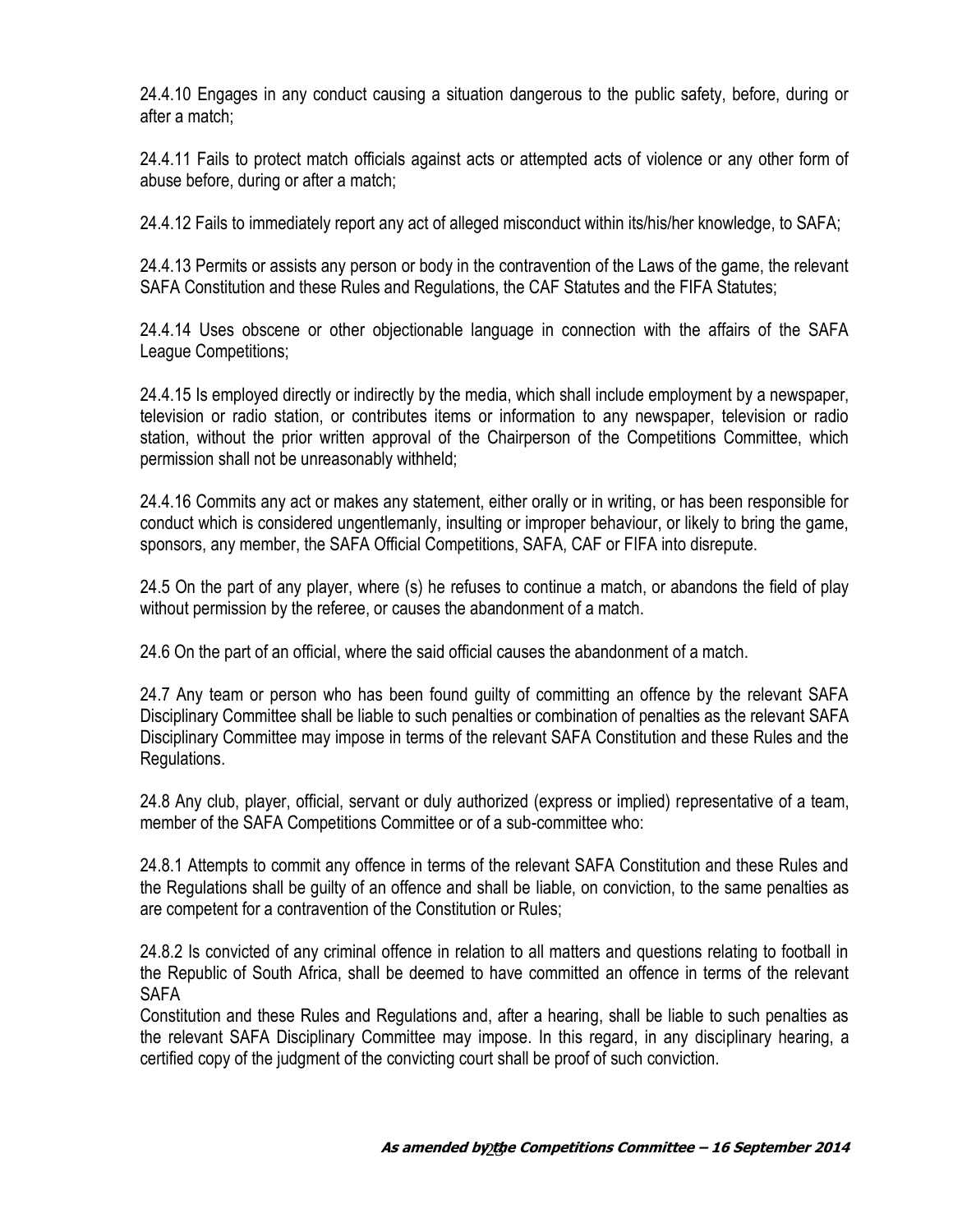24.4.10 Engages in any conduct causing a situation dangerous to the public safety, before, during or after a match;

24.4.11 Fails to protect match officials against acts or attempted acts of violence or any other form of abuse before, during or after a match;

24.4.12 Fails to immediately report any act of alleged misconduct within its/his/her knowledge, to SAFA;

24.4.13 Permits or assists any person or body in the contravention of the Laws of the game, the relevant SAFA Constitution and these Rules and Regulations, the CAF Statutes and the FIFA Statutes;

24.4.14 Uses obscene or other objectionable language in connection with the affairs of the SAFA League Competitions;

24.4.15 Is employed directly or indirectly by the media, which shall include employment by a newspaper, television or radio station, or contributes items or information to any newspaper, television or radio station, without the prior written approval of the Chairperson of the Competitions Committee, which permission shall not be unreasonably withheld;

24.4.16 Commits any act or makes any statement, either orally or in writing, or has been responsible for conduct which is considered ungentlemanly, insulting or improper behaviour, or likely to bring the game, sponsors, any member, the SAFA Official Competitions, SAFA, CAF or FIFA into disrepute.

24.5 On the part of any player, where (s) he refuses to continue a match, or abandons the field of play without permission by the referee, or causes the abandonment of a match.

24.6 On the part of an official, where the said official causes the abandonment of a match.

24.7 Any team or person who has been found guilty of committing an offence by the relevant SAFA Disciplinary Committee shall be liable to such penalties or combination of penalties as the relevant SAFA Disciplinary Committee may impose in terms of the relevant SAFA Constitution and these Rules and the Regulations.

24.8 Any club, player, official, servant or duly authorized (express or implied) representative of a team, member of the SAFA Competitions Committee or of a sub-committee who:

24.8.1 Attempts to commit any offence in terms of the relevant SAFA Constitution and these Rules and the Regulations shall be guilty of an offence and shall be liable, on conviction, to the same penalties as are competent for a contravention of the Constitution or Rules;

24.8.2 Is convicted of any criminal offence in relation to all matters and questions relating to football in the Republic of South Africa, shall be deemed to have committed an offence in terms of the relevant SAFA
Constitution and these Rules and Regulations and, after a hearing, shall be liable to such penalties as the relevant SAFA Disciplinary Committee may impose. In this regard, in any disciplinary hearing, a certified copy of the judgment of the convicting court shall be proof of such conviction.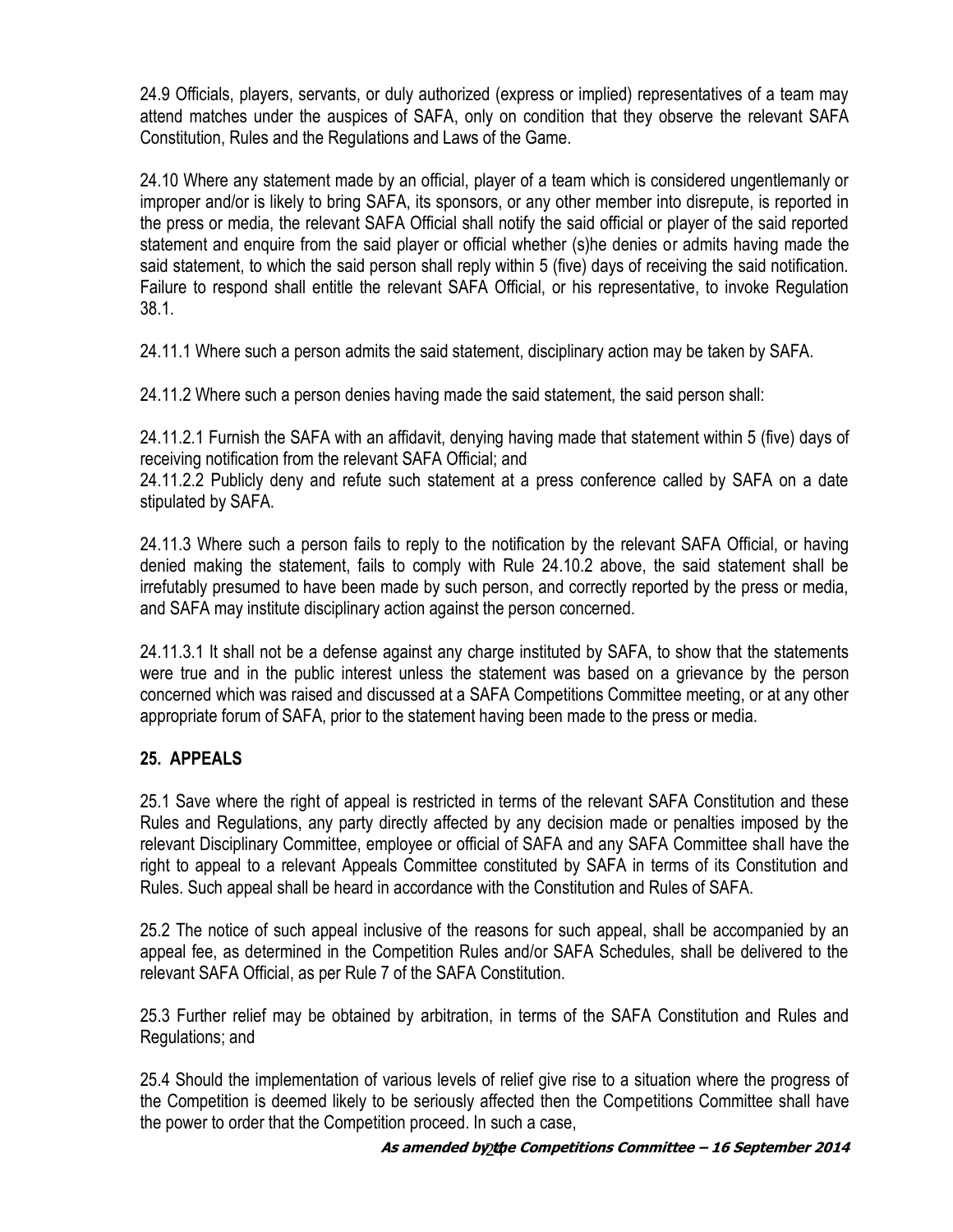24.9 Officials, players, servants, or duly authorized (express or implied) representatives of a team may attend matches under the auspices of SAFA, only on condition that they observe the relevant SAFA Constitution, Rules and the Regulations and Laws of the Game.

24.10 Where any statement made by an official, player of a team which is considered ungentlemanly or improper and/or is likely to bring SAFA, its sponsors, or any other member into disrepute, is reported in the press or media, the relevant SAFA Official shall notify the said official or player of the said reported statement and enquire from the said player or official whether (s)he denies or admits having made the said statement, to which the said person shall reply within 5 (five) days of receiving the said notification. Failure to respond shall entitle the relevant SAFA Official, or his representative, to invoke Regulation 38.1.

24.11.1 Where such a person admits the said statement, disciplinary action may be taken by SAFA.

24.11.2 Where such a person denies having made the said statement, the said person shall:

24.11.2.1 Furnish the SAFA with an affidavit, denying having made that statement within 5 (five) days of receiving notification from the relevant SAFA Official; and

24.11.2.2 Publicly deny and refute such statement at a press conference called by SAFA on a date stipulated by SAFA.

24.11.3 Where such a person fails to reply to the notification by the relevant SAFA Official, or having denied making the statement, fails to comply with Rule 24.10.2 above, the said statement shall be irrefutably presumed to have been made by such person, and correctly reported by the press or media, and SAFA may institute disciplinary action against the person concerned.

24.11.3.1 It shall not be a defense against any charge instituted by SAFA, to show that the statements were true and in the public interest unless the statement was based on a grievance by the person concerned which was raised and discussed at a SAFA Competitions Committee meeting, or at any other appropriate forum of SAFA, prior to the statement having been made to the press or media.

## 25. APPEALS

25.1 Save where the right of appeal is restricted in terms of the relevant SAFA Constitution and these Rules and Regulations, any party directly affected by any decision made or penalties imposed by the relevant Disciplinary Committee, employee or official of SAFA and any SAFA Committee shall have the right to appeal to a relevant Appeals Committee constituted by SAFA in terms of its Constitution and Rules. Such appeal shall be heard in accordance with the Constitution and Rules of SAFA.

25.2 The notice of such appeal inclusive of the reasons for such appeal, shall be accompanied by an appeal fee, as determined in the Competition Rules and/or SAFA Schedules, shall be delivered to the relevant SAFA Official, as per Rule 7 of the SAFA Constitution.

25.3 Further relief may be obtained by arbitration, in terms of the SAFA Constitution and Rules and Regulations; and

25.4 Should the implementation of various levels of relief give rise to a situation where the progress of the Competition is deemed likely to be seriously affected then the Competitions Committee shall have the power to order that the Competition proceed. In such a case,

***As amended by the Competitions Committee – 16 September 2014***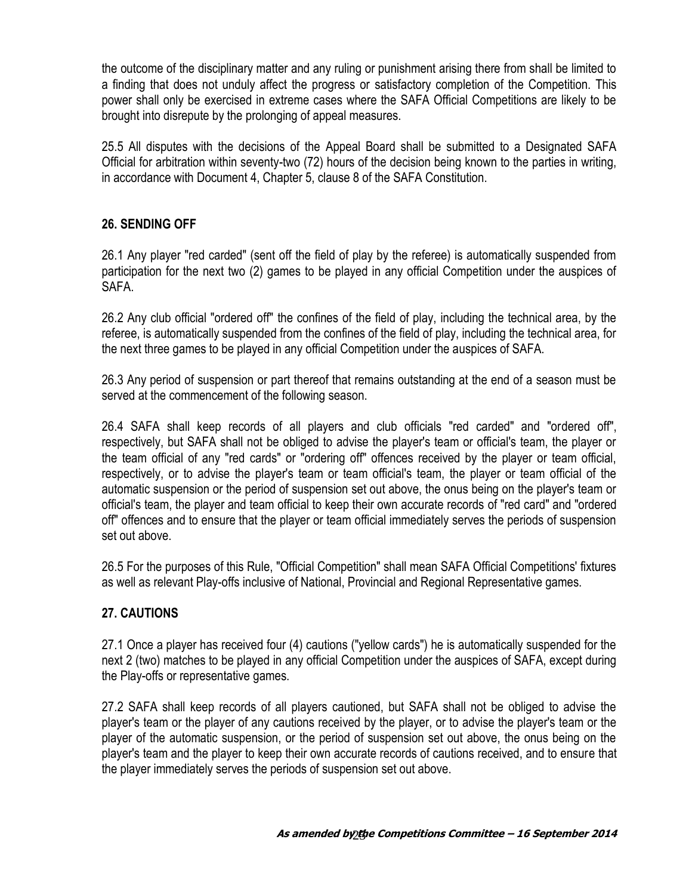the outcome of the disciplinary matter and any ruling or punishment arising there from shall be limited to a finding that does not unduly affect the progress or satisfactory completion of the Competition. This power shall only be exercised in extreme cases where the SAFA Official Competitions are likely to be brought into disrepute by the prolonging of appeal measures.

25.5 All disputes with the decisions of the Appeal Board shall be submitted to a Designated SAFA Official for arbitration within seventy-two (72) hours of the decision being known to the parties in writing, in accordance with Document 4, Chapter 5, clause 8 of the SAFA Constitution.

## 26. SENDING OFF

26.1 Any player "red carded" (sent off the field of play by the referee) is automatically suspended from participation for the next two (2) games to be played in any official Competition under the auspices of SAFA.

26.2 Any club official "ordered off" the confines of the field of play, including the technical area, by the referee, is automatically suspended from the confines of the field of play, including the technical area, for the next three games to be played in any official Competition under the auspices of SAFA.

26.3 Any period of suspension or part thereof that remains outstanding at the end of a season must be served at the commencement of the following season.

26.4 SAFA shall keep records of all players and club officials "red carded" and "ordered off", respectively, but SAFA shall not be obliged to advise the player's team or official's team, the player or the team official of any "red cards" or "ordering off" offences received by the player or team official, respectively, or to advise the player's team or team official's team, the player or team official of the automatic suspension or the period of suspension set out above, the onus being on the player's team or official's team, the player and team official to keep their own accurate records of "red card" and "ordered off" offences and to ensure that the player or team official immediately serves the periods of suspension set out above.

26.5 For the purposes of this Rule, "Official Competition" shall mean SAFA Official Competitions' fixtures as well as relevant Play-offs inclusive of National, Provincial and Regional Representative games.

## 27. CAUTIONS

27.1 Once a player has received four (4) cautions ("yellow cards") he is automatically suspended for the next 2 (two) matches to be played in any official Competition under the auspices of SAFA, except during the Play-offs or representative games.

27.2 SAFA shall keep records of all players cautioned, but SAFA shall not be obliged to advise the player's team or the player of any cautions received by the player, or to advise the player's team or the player of the automatic suspension, or the period of suspension set out above, the onus being on the player's team and the player to keep their own accurate records of cautions received, and to ensure that the player immediately serves the periods of suspension set out above.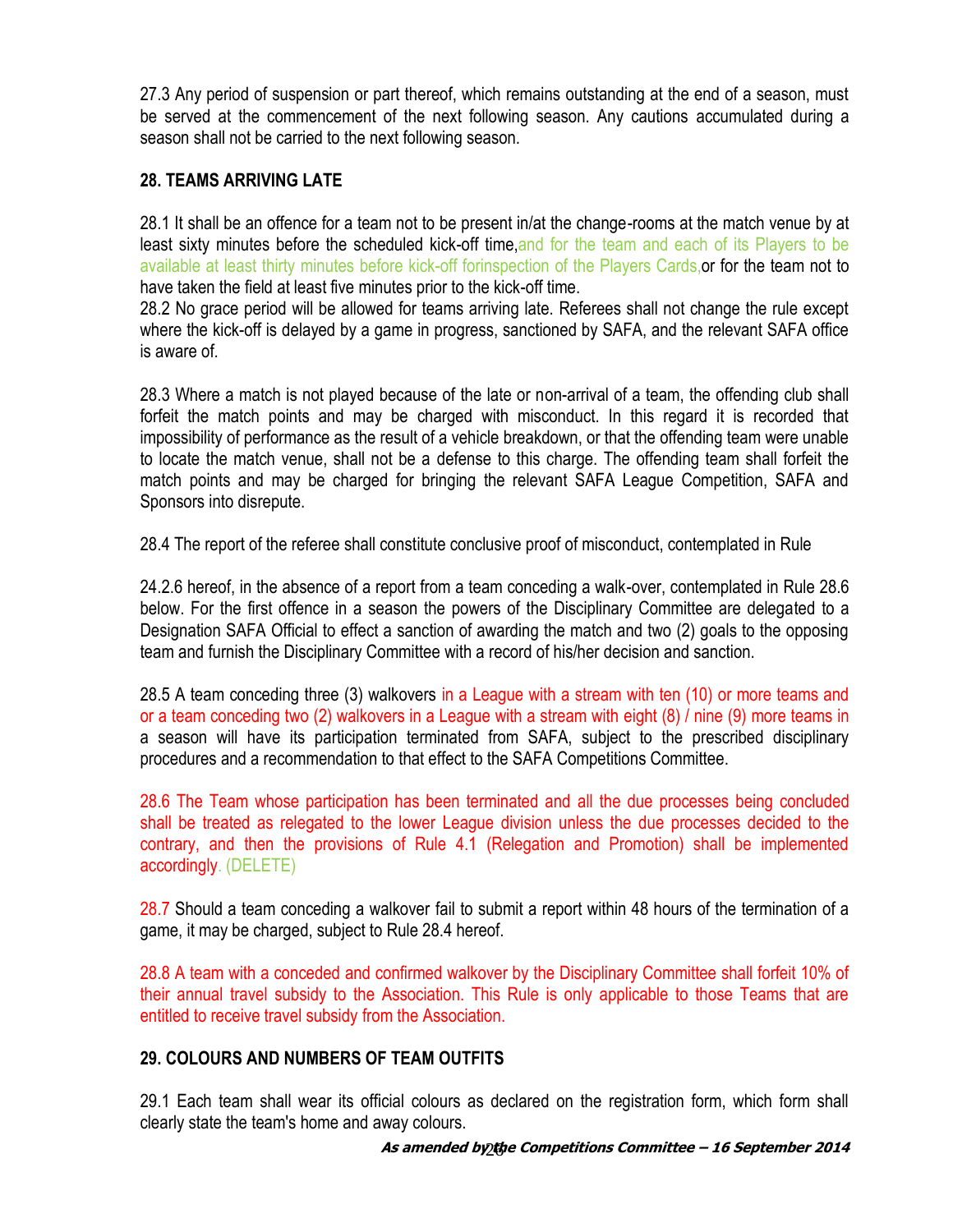27.3 Any period of suspension or part thereof, which remains outstanding at the end of a season, must be served at the commencement of the next following season. Any cautions accumulated during a season shall not be carried to the next following season.

**28. TEAMS ARRIVING LATE**

28.1 It shall be an offence for a team not to be present in/at the change-rooms at the match venue by at least sixty minutes before the scheduled kick-off time,and for the team and each of its Players to be available at least thirty minutes before kick-off forinspection of the Players Cards,or for the team not to have taken the field at least five minutes prior to the kick-off time.

28.2 No grace period will be allowed for teams arriving late. Referees shall not change the rule except where the kick-off is delayed by a game in progress, sanctioned by SAFA, and the relevant SAFA office is aware of.

28.3 Where a match is not played because of the late or non-arrival of a team, the offending club shall forfeit the match points and may be charged with misconduct. In this regard it is recorded that impossibility of performance as the result of a vehicle breakdown, or that the offending team were unable to locate the match venue, shall not be a defense to this charge. The offending team shall forfeit the match points and may be charged for bringing the relevant SAFA League Competition, SAFA and Sponsors into disrepute.

28.4 The report of the referee shall constitute conclusive proof of misconduct, contemplated in Rule

24.2.6 hereof, in the absence of a report from a team conceding a walk-over, contemplated in Rule 28.6 below. For the first offence in a season the powers of the Disciplinary Committee are delegated to a Designation SAFA Official to effect a sanction of awarding the match and two (2) goals to the opposing team and furnish the Disciplinary Committee with a record of his/her decision and sanction.

28.5 A team conceding three (3) walkovers in a League with a stream with ten (10) or more teams and or a team conceding two (2) walkovers in a League with a stream with eight (8) / nine (9) more teams in a season will have its participation terminated from SAFA, subject to the prescribed disciplinary procedures and a recommendation to that effect to the SAFA Competitions Committee.

28.6 The Team whose participation has been terminated and all the due processes being concluded shall be treated as relegated to the lower League division unless the due processes decided to the contrary, and then the provisions of Rule 4.1 (Relegation and Promotion) shall be implemented accordingly. (DELETE)

28.7 Should a team conceding a walkover fail to submit a report within 48 hours of the termination of a game, it may be charged, subject to Rule 28.4 hereof.

28.8 A team with a conceded and confirmed walkover by the Disciplinary Committee shall forfeit 10% of their annual travel subsidy to the Association. This Rule is only applicable to those Teams that are entitled to receive travel subsidy from the Association.

**29. COLOURS AND NUMBERS OF TEAM OUTFITS**

29.1 Each team shall wear its official colours as declared on the registration form, which form shall clearly state the team's home and away colours.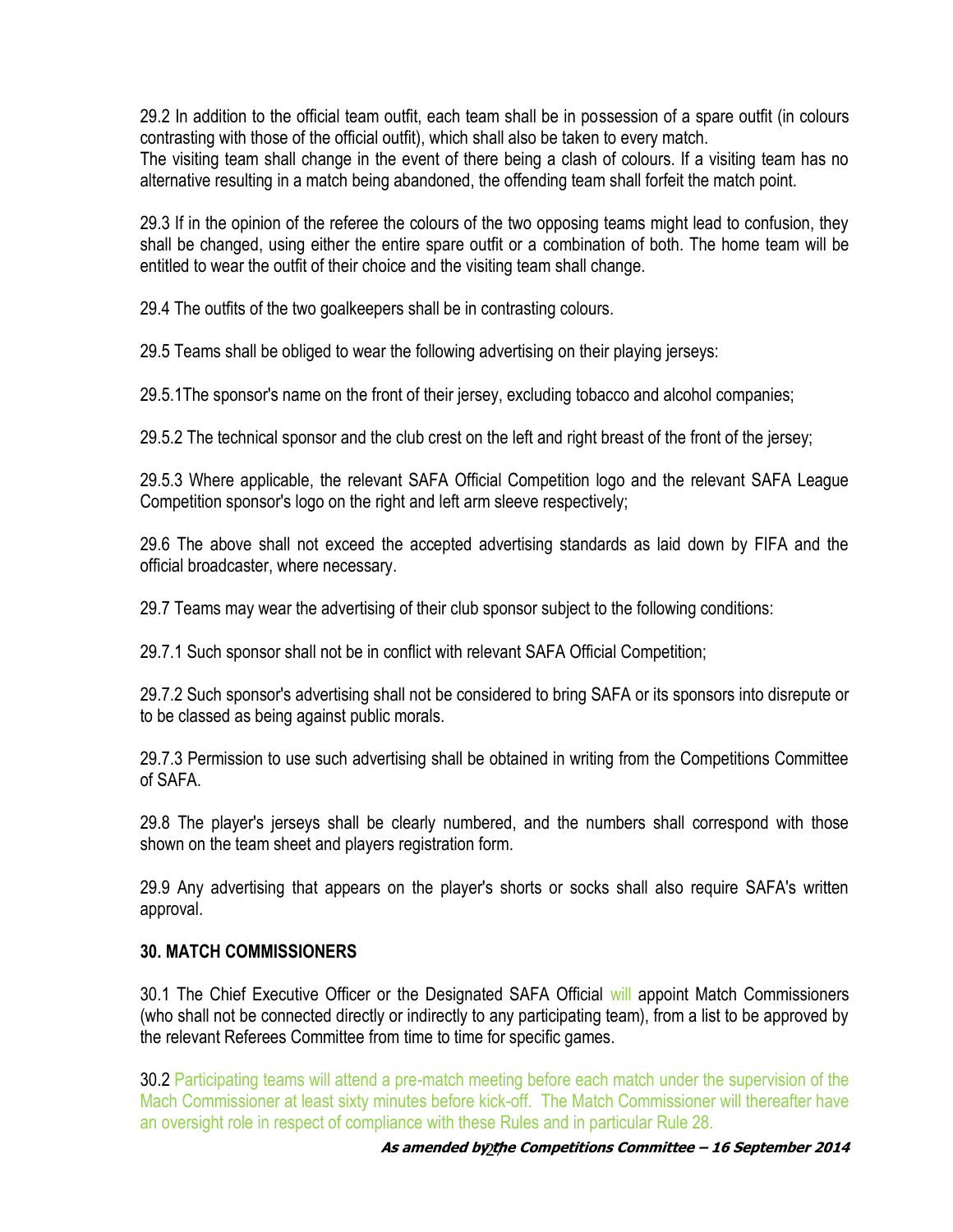29.2 In addition to the official team outfit, each team shall be in possession of a spare outfit (in colours contrasting with those of the official outfit), which shall also be taken to every match.
The visiting team shall change in the event of there being a clash of colours. If a visiting team has no alternative resulting in a match being abandoned, the offending team shall forfeit the match point.

29.3 If in the opinion of the referee the colours of the two opposing teams might lead to confusion, they shall be changed, using either the entire spare outfit or a combination of both. The home team will be entitled to wear the outfit of their choice and the visiting team shall change.

29.4 The outfits of the two goalkeepers shall be in contrasting colours.

29.5 Teams shall be obliged to wear the following advertising on their playing jerseys:

29.5.1The sponsor's name on the front of their jersey, excluding tobacco and alcohol companies;

29.5.2 The technical sponsor and the club crest on the left and right breast of the front of the jersey;

29.5.3 Where applicable, the relevant SAFA Official Competition logo and the relevant SAFA League Competition sponsor's logo on the right and left arm sleeve respectively;

29.6 The above shall not exceed the accepted advertising standards as laid down by FIFA and the official broadcaster, where necessary.

29.7 Teams may wear the advertising of their club sponsor subject to the following conditions:

29.7.1 Such sponsor shall not be in conflict with relevant SAFA Official Competition;

29.7.2 Such sponsor's advertising shall not be considered to bring SAFA or its sponsors into disrepute or to be classed as being against public morals.

29.7.3 Permission to use such advertising shall be obtained in writing from the Competitions Committee of SAFA.

29.8 The player's jerseys shall be clearly numbered, and the numbers shall correspond with those shown on the team sheet and players registration form.

29.9 Any advertising that appears on the player's shorts or socks shall also require SAFA's written approval.

## 30. MATCH COMMISSIONERS

30.1 The Chief Executive Officer or the Designated SAFA Official will appoint Match Commissioners (who shall not be connected directly or indirectly to any participating team), from a list to be approved by the relevant Referees Committee from time to time for specific games.

30.2 Participating teams will attend a pre-match meeting before each match under the supervision of the Mach Commissioner at least sixty minutes before kick-off. The Match Commissioner will thereafter have an oversight role in respect of compliance with these Rules and in particular Rule 28.

***As amended by the Competitions Committee – 16 September 2014***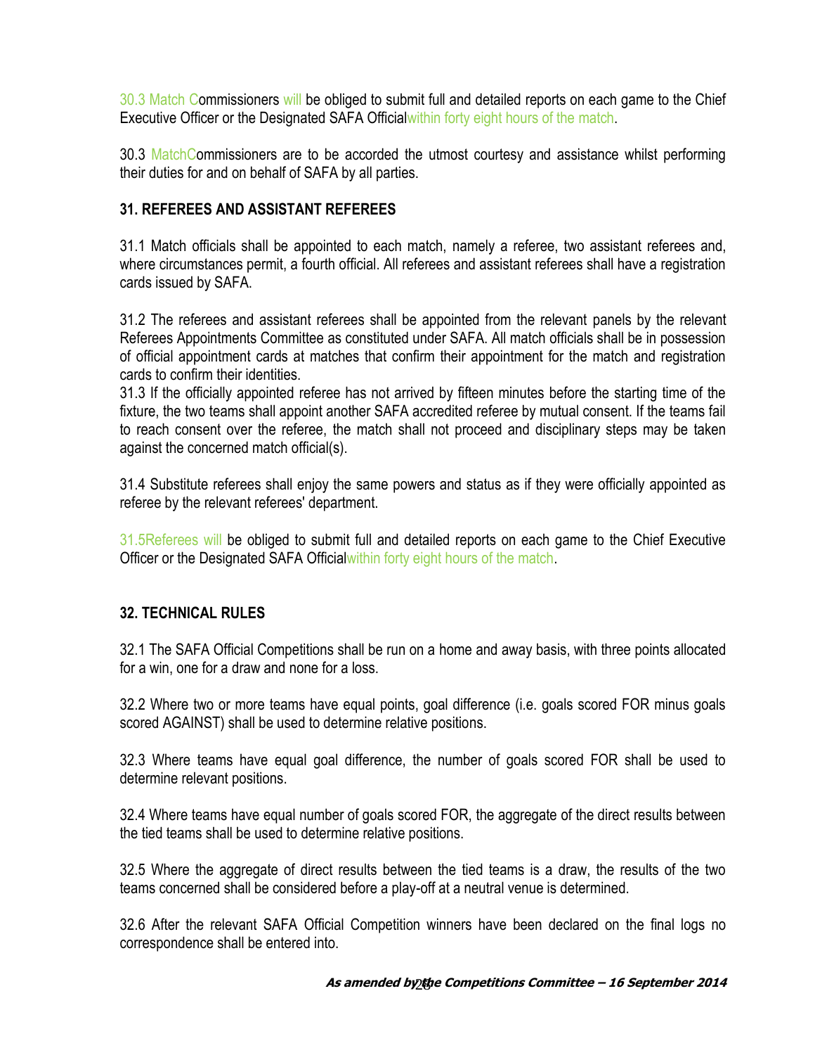30.3 Match Commissioners will be obliged to submit full and detailed reports on each game to the Chief Executive Officer or the Designated SAFA Officialwithin forty eight hours of the match.

30.3 MatchCommissioners are to be accorded the utmost courtesy and assistance whilst performing their duties for and on behalf of SAFA by all parties.

## 31. REFEREES AND ASSISTANT REFEREES

31.1 Match officials shall be appointed to each match, namely a referee, two assistant referees and, where circumstances permit, a fourth official. All referees and assistant referees shall have a registration cards issued by SAFA.

31.2 The referees and assistant referees shall be appointed from the relevant panels by the relevant Referees Appointments Committee as constituted under SAFA. All match officials shall be in possession of official appointment cards at matches that confirm their appointment for the match and registration cards to confirm their identities.

31.3 If the officially appointed referee has not arrived by fifteen minutes before the starting time of the fixture, the two teams shall appoint another SAFA accredited referee by mutual consent. If the teams fail to reach consent over the referee, the match shall not proceed and disciplinary steps may be taken against the concerned match official(s).

31.4 Substitute referees shall enjoy the same powers and status as if they were officially appointed as referee by the relevant referees' department.

31.5Referees will be obliged to submit full and detailed reports on each game to the Chief Executive Officer or the Designated SAFA Officialwithin forty eight hours of the match.

## 32. TECHNICAL RULES

32.1 The SAFA Official Competitions shall be run on a home and away basis, with three points allocated for a win, one for a draw and none for a loss.

32.2 Where two or more teams have equal points, goal difference (i.e. goals scored FOR minus goals scored AGAINST) shall be used to determine relative positions.

32.3 Where teams have equal goal difference, the number of goals scored FOR shall be used to determine relevant positions.

32.4 Where teams have equal number of goals scored FOR, the aggregate of the direct results between the tied teams shall be used to determine relative positions.

32.5 Where the aggregate of direct results between the tied teams is a draw, the results of the two teams concerned shall be considered before a play-off at a neutral venue is determined.

32.6 After the relevant SAFA Official Competition winners have been declared on the final logs no correspondence shall be entered into.

***As amended by the Competitions Committee – 16 September 2014***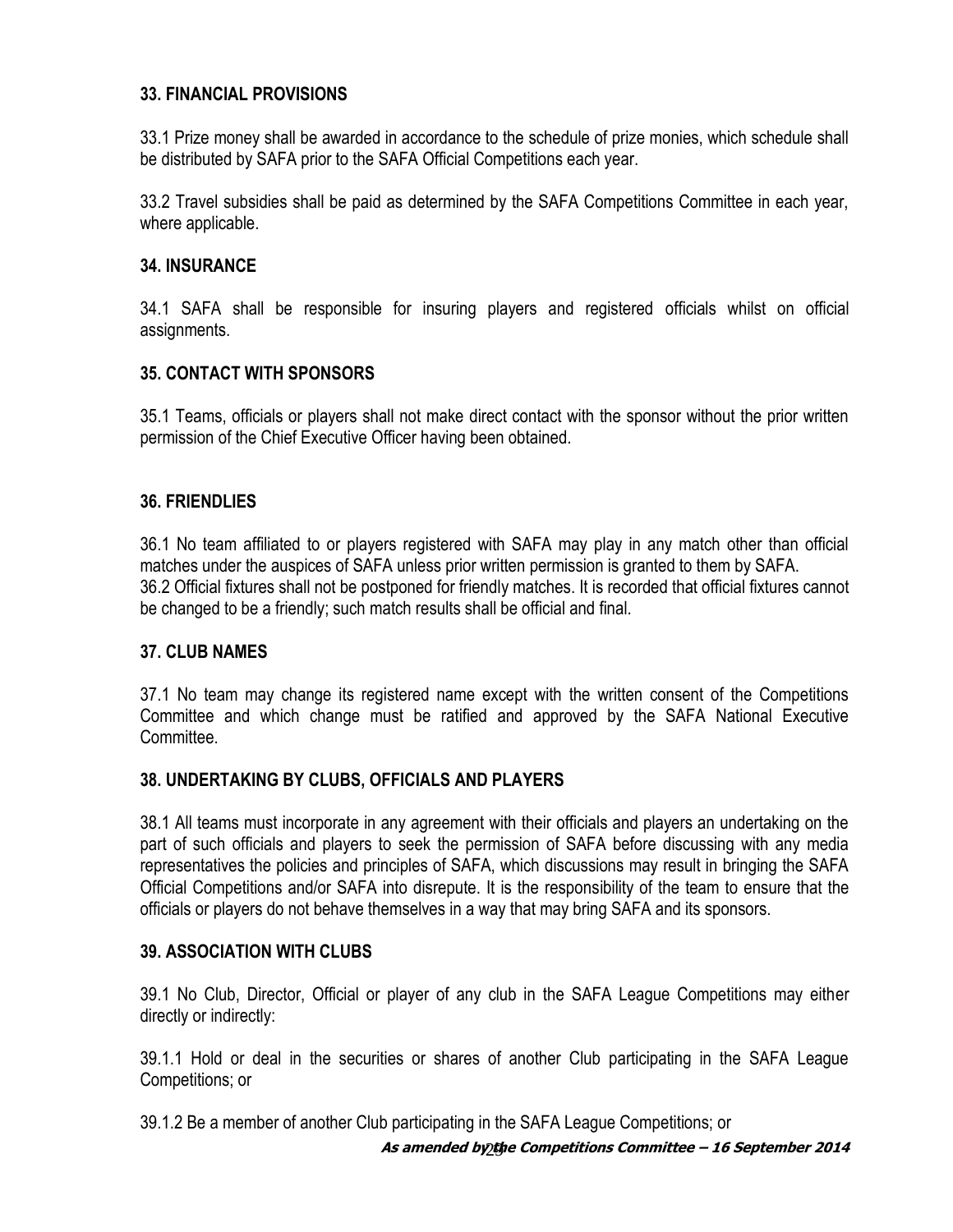## 33. FINANCIAL PROVISIONS

33.1 Prize money shall be awarded in accordance to the schedule of prize monies, which schedule shall be distributed by SAFA prior to the SAFA Official Competitions each year.

33.2 Travel subsidies shall be paid as determined by the SAFA Competitions Committee in each year, where applicable.

## 34. INSURANCE

34.1 SAFA shall be responsible for insuring players and registered officials whilst on official assignments.

## 35. CONTACT WITH SPONSORS

35.1 Teams, officials or players shall not make direct contact with the sponsor without the prior written permission of the Chief Executive Officer having been obtained.

## 36. FRIENDLIES

36.1 No team affiliated to or players registered with SAFA may play in any match other than official matches under the auspices of SAFA unless prior written permission is granted to them by SAFA.
36.2 Official fixtures shall not be postponed for friendly matches. It is recorded that official fixtures cannot be changed to be a friendly; such match results shall be official and final.

## 37. CLUB NAMES

37.1 No team may change its registered name except with the written consent of the Competitions Committee and which change must be ratified and approved by the SAFA National Executive Committee.

## 38. UNDERTAKING BY CLUBS, OFFICIALS AND PLAYERS

38.1 All teams must incorporate in any agreement with their officials and players an undertaking on the part of such officials and players to seek the permission of SAFA before discussing with any media representatives the policies and principles of SAFA, which discussions may result in bringing the SAFA Official Competitions and/or SAFA into disrepute. It is the responsibility of the team to ensure that the officials or players do not behave themselves in a way that may bring SAFA and its sponsors.

## 39. ASSOCIATION WITH CLUBS

39.1 No Club, Director, Official or player of any club in the SAFA League Competitions may either directly or indirectly:

39.1.1 Hold or deal in the securities or shares of another Club participating in the SAFA League Competitions; or

39.1.2 Be a member of another Club participating in the SAFA League Competitions; or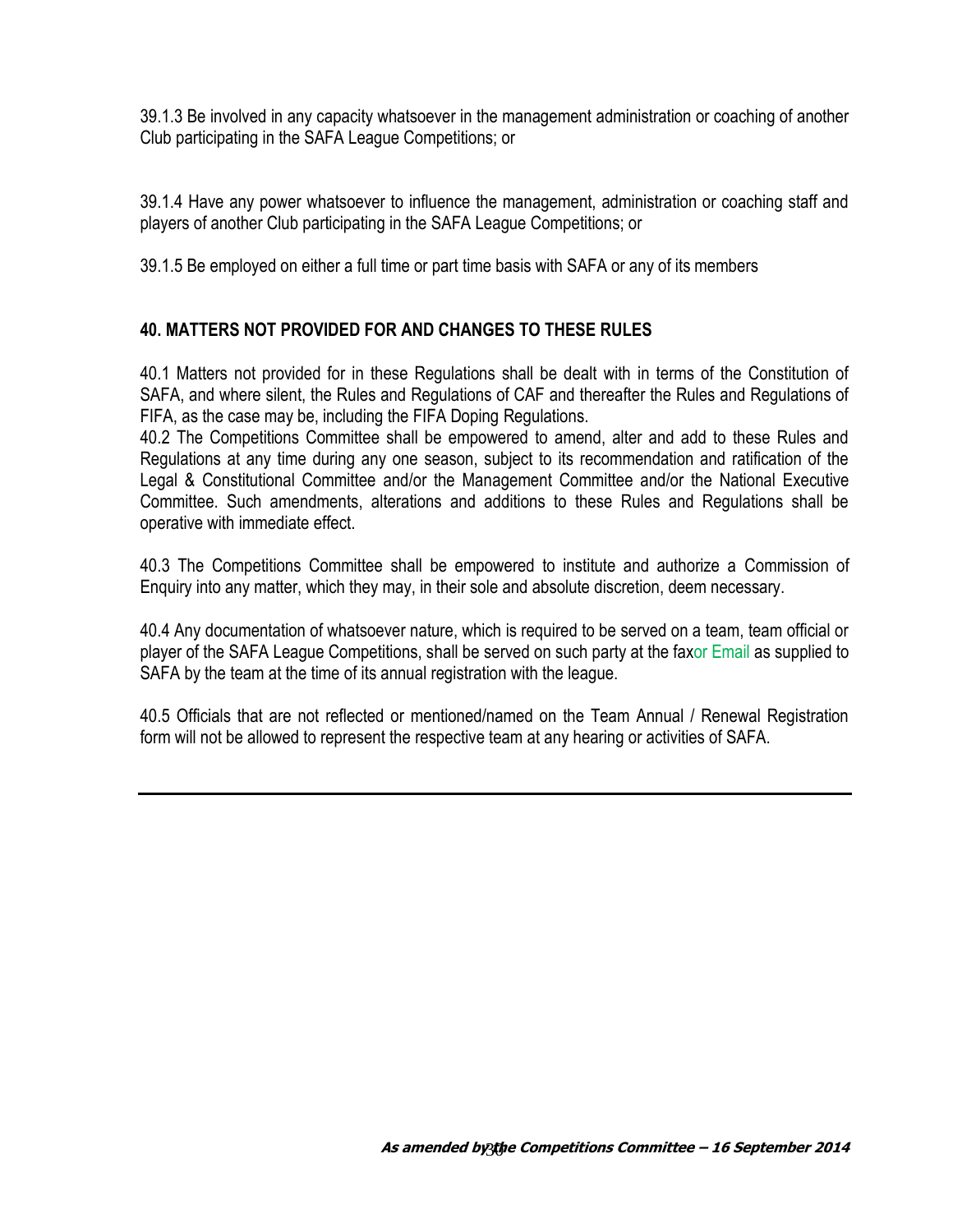39.1.3 Be involved in any capacity whatsoever in the management administration or coaching of another Club participating in the SAFA League Competitions; or

39.1.4 Have any power whatsoever to influence the management, administration or coaching staff and players of another Club participating in the SAFA League Competitions; or

39.1.5 Be employed on either a full time or part time basis with SAFA or any of its members

**40. MATTERS NOT PROVIDED FOR AND CHANGES TO THESE RULES**

40.1 Matters not provided for in these Regulations shall be dealt with in terms of the Constitution of SAFA, and where silent, the Rules and Regulations of CAF and thereafter the Rules and Regulations of FIFA, as the case may be, including the FIFA Doping Regulations.

40.2 The Competitions Committee shall be empowered to amend, alter and add to these Rules and Regulations at any time during any one season, subject to its recommendation and ratification of the Legal & Constitutional Committee and/or the Management Committee and/or the National Executive Committee. Such amendments, alterations and additions to these Rules and Regulations shall be operative with immediate effect.

40.3 The Competitions Committee shall be empowered to institute and authorize a Commission of Enquiry into any matter, which they may, in their sole and absolute discretion, deem necessary.

40.4 Any documentation of whatsoever nature, which is required to be served on a team, team official or player of the SAFA League Competitions, shall be served on such party at the faxor Email as supplied to SAFA by the team at the time of its annual registration with the league.

40.5 Officials that are not reflected or mentioned/named on the Team Annual / Renewal Registration form will not be allowed to represent the respective team at any hearing or activities of SAFA.

---

***As amended by the Competitions Committee – 16 September 2014***